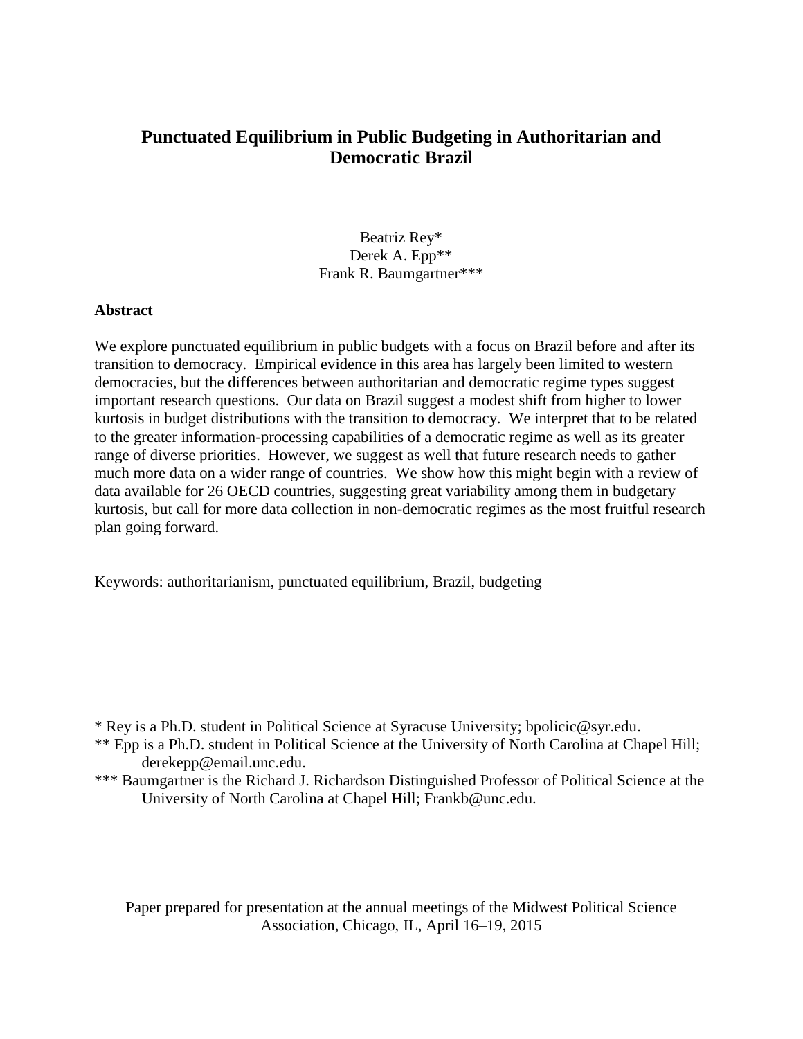# Punctuated Equilibrium in Public Budgeting in Authoritarian and Democratic Brazil

Beatriz Rey*
Derek A. Epp**
Frank R. Baumgartner***

## Abstract

We explore punctuated equilibrium in public budgets with a focus on Brazil before and after its transition to democracy. Empirical evidence in this area has largely been limited to western democracies, but the differences between authoritarian and democratic regime types suggest important research questions. Our data on Brazil suggest a modest shift from higher to lower kurtosis in budget distributions with the transition to democracy. We interpret that to be related to the greater information-processing capabilities of a democratic regime as well as its greater range of diverse priorities. However, we suggest as well that future research needs to gather much more data on a wider range of countries. We show how this might begin with a review of data available for 26 OECD countries, suggesting great variability among them in budgetary kurtosis, but call for more data collection in non-democratic regimes as the most fruitful research plan going forward.

Keywords: authoritarianism, punctuated equilibrium, Brazil, budgeting

\* Rey is a Ph.D. student in Political Science at Syracuse University; bpolicic@syr.edu.

\*\* Epp is a Ph.D. student in Political Science at the University of North Carolina at Chapel Hill; derekepp@email.unc.edu.

\*\*\* Baumgartner is the Richard J. Richardson Distinguished Professor of Political Science at the University of North Carolina at Chapel Hill; Frankb@unc.edu.

Paper prepared for presentation at the annual meetings of the Midwest Political Science Association, Chicago, IL, April 16–19, 2015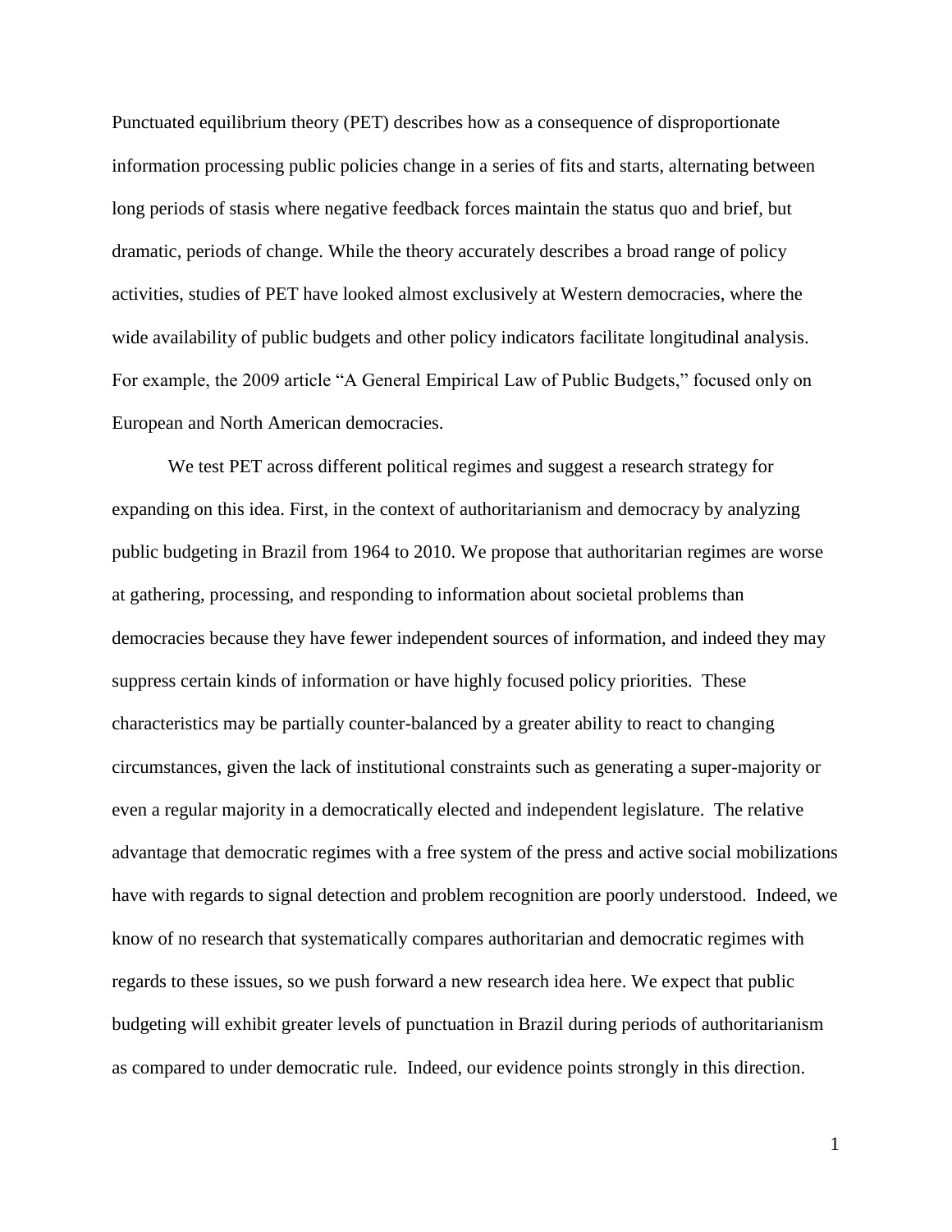Punctuated equilibrium theory (PET) describes how as a consequence of disproportionate information processing public policies change in a series of fits and starts, alternating between long periods of stasis where negative feedback forces maintain the status quo and brief, but dramatic, periods of change. While the theory accurately describes a broad range of policy activities, studies of PET have looked almost exclusively at Western democracies, where the wide availability of public budgets and other policy indicators facilitate longitudinal analysis. For example, the 2009 article "A General Empirical Law of Public Budgets," focused only on European and North American democracies.

We test PET across different political regimes and suggest a research strategy for expanding on this idea. First, in the context of authoritarianism and democracy by analyzing public budgeting in Brazil from 1964 to 2010. We propose that authoritarian regimes are worse at gathering, processing, and responding to information about societal problems than democracies because they have fewer independent sources of information, and indeed they may suppress certain kinds of information or have highly focused policy priorities. These characteristics may be partially counter-balanced by a greater ability to react to changing circumstances, given the lack of institutional constraints such as generating a super-majority or even a regular majority in a democratically elected and independent legislature. The relative advantage that democratic regimes with a free system of the press and active social mobilizations have with regards to signal detection and problem recognition are poorly understood. Indeed, we know of no research that systematically compares authoritarian and democratic regimes with regards to these issues, so we push forward a new research idea here. We expect that public budgeting will exhibit greater levels of punctuation in Brazil during periods of authoritarianism as compared to under democratic rule. Indeed, our evidence points strongly in this direction.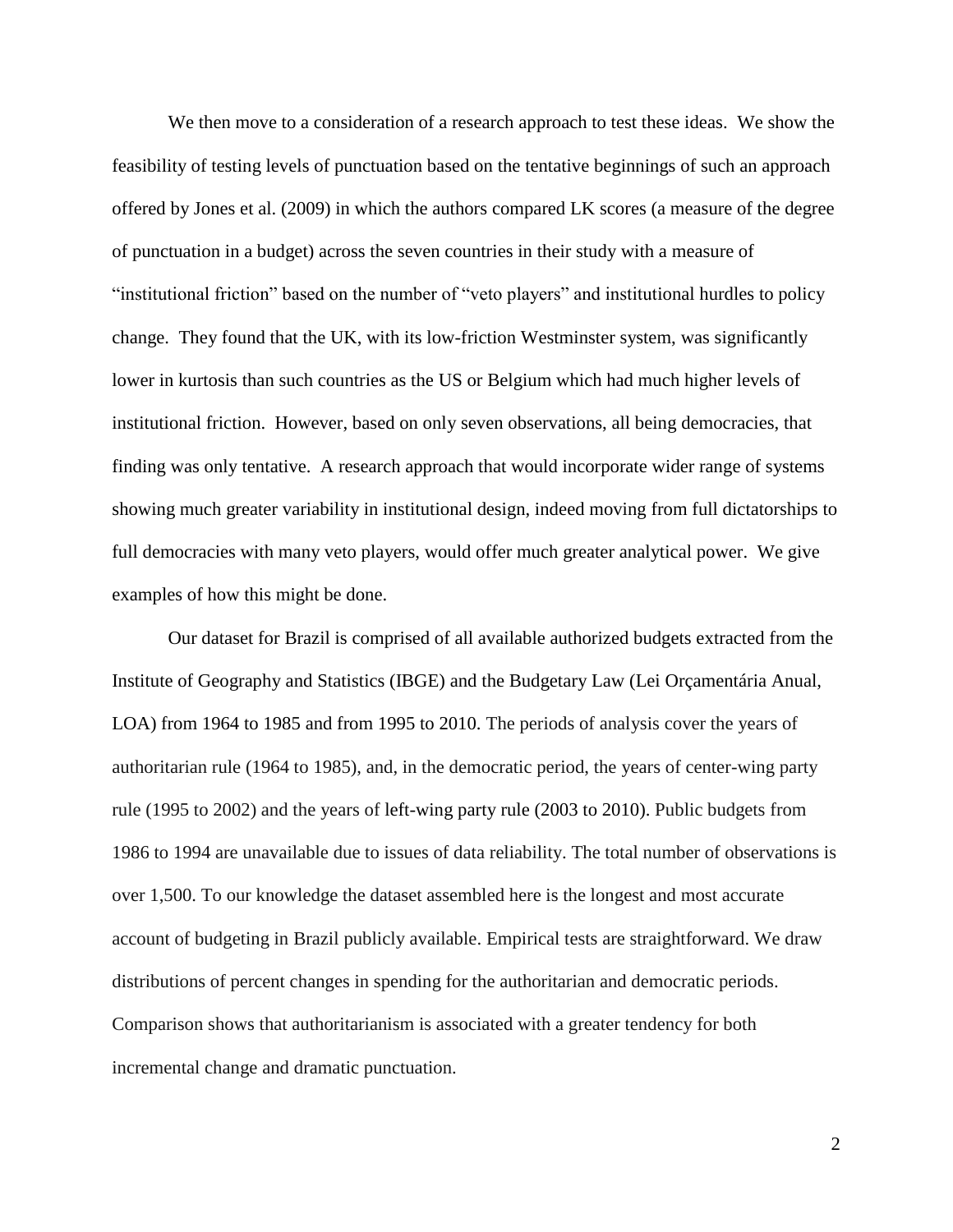We then move to a consideration of a research approach to test these ideas. We show the feasibility of testing levels of punctuation based on the tentative beginnings of such an approach offered by Jones et al. (2009) in which the authors compared LK scores (a measure of the degree of punctuation in a budget) across the seven countries in their study with a measure of "institutional friction" based on the number of "veto players" and institutional hurdles to policy change. They found that the UK, with its low-friction Westminster system, was significantly lower in kurtosis than such countries as the US or Belgium which had much higher levels of institutional friction. However, based on only seven observations, all being democracies, that finding was only tentative. A research approach that would incorporate wider range of systems showing much greater variability in institutional design, indeed moving from full dictatorships to full democracies with many veto players, would offer much greater analytical power. We give examples of how this might be done.

Our dataset for Brazil is comprised of all available authorized budgets extracted from the Institute of Geography and Statistics (IBGE) and the Budgetary Law (Lei Orçamentária Anual, LOA) from 1964 to 1985 and from 1995 to 2010. The periods of analysis cover the years of authoritarian rule (1964 to 1985), and, in the democratic period, the years of center-wing party rule (1995 to 2002) and the years of left-wing party rule (2003 to 2010). Public budgets from 1986 to 1994 are unavailable due to issues of data reliability. The total number of observations is over 1,500. To our knowledge the dataset assembled here is the longest and most accurate account of budgeting in Brazil publicly available. Empirical tests are straightforward. We draw distributions of percent changes in spending for the authoritarian and democratic periods. Comparison shows that authoritarianism is associated with a greater tendency for both incremental change and dramatic punctuation.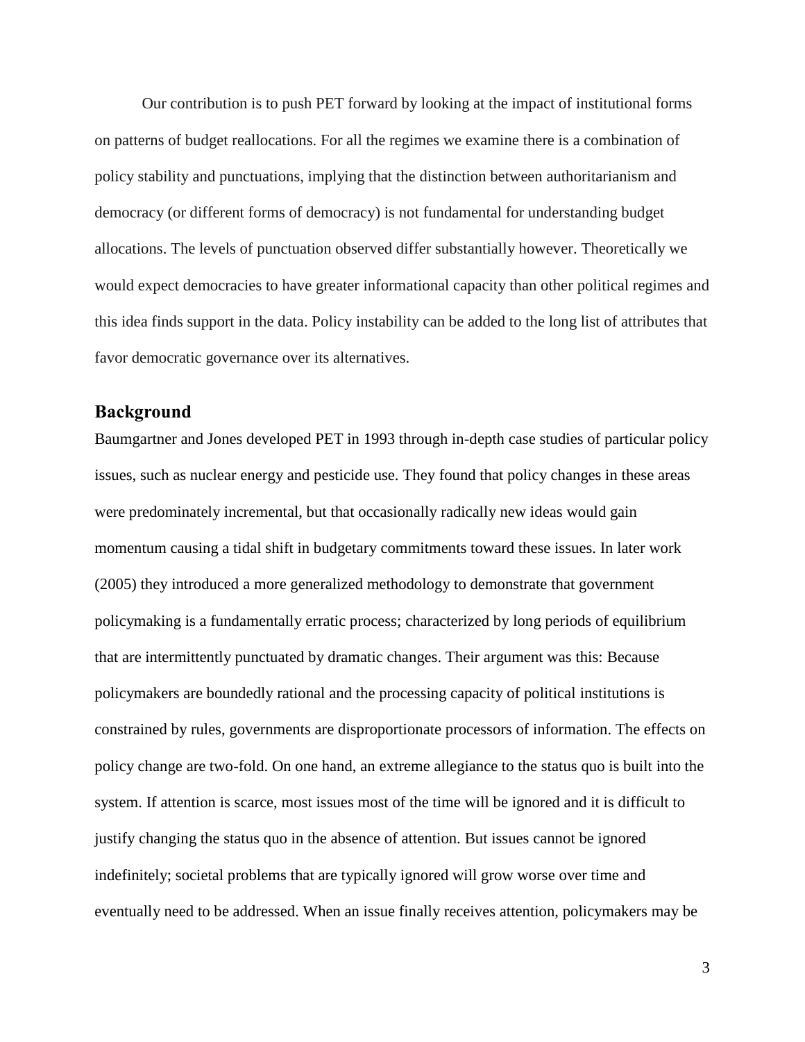Our contribution is to push PET forward by looking at the impact of institutional forms on patterns of budget reallocations. For all the regimes we examine there is a combination of policy stability and punctuations, implying that the distinction between authoritarianism and democracy (or different forms of democracy) is not fundamental for understanding budget allocations. The levels of punctuation observed differ substantially however. Theoretically we would expect democracies to have greater informational capacity than other political regimes and this idea finds support in the data. Policy instability can be added to the long list of attributes that favor democratic governance over its alternatives.

## Background

Baumgartner and Jones developed PET in 1993 through in-depth case studies of particular policy issues, such as nuclear energy and pesticide use. They found that policy changes in these areas were predominately incremental, but that occasionally radically new ideas would gain momentum causing a tidal shift in budgetary commitments toward these issues. In later work (2005) they introduced a more generalized methodology to demonstrate that government policymaking is a fundamentally erratic process; characterized by long periods of equilibrium that are intermittently punctuated by dramatic changes. Their argument was this: Because policymakers are boundedly rational and the processing capacity of political institutions is constrained by rules, governments are disproportionate processors of information. The effects on policy change are two-fold. On one hand, an extreme allegiance to the status quo is built into the system. If attention is scarce, most issues most of the time will be ignored and it is difficult to justify changing the status quo in the absence of attention. But issues cannot be ignored indefinitely; societal problems that are typically ignored will grow worse over time and eventually need to be addressed. When an issue finally receives attention, policymakers may be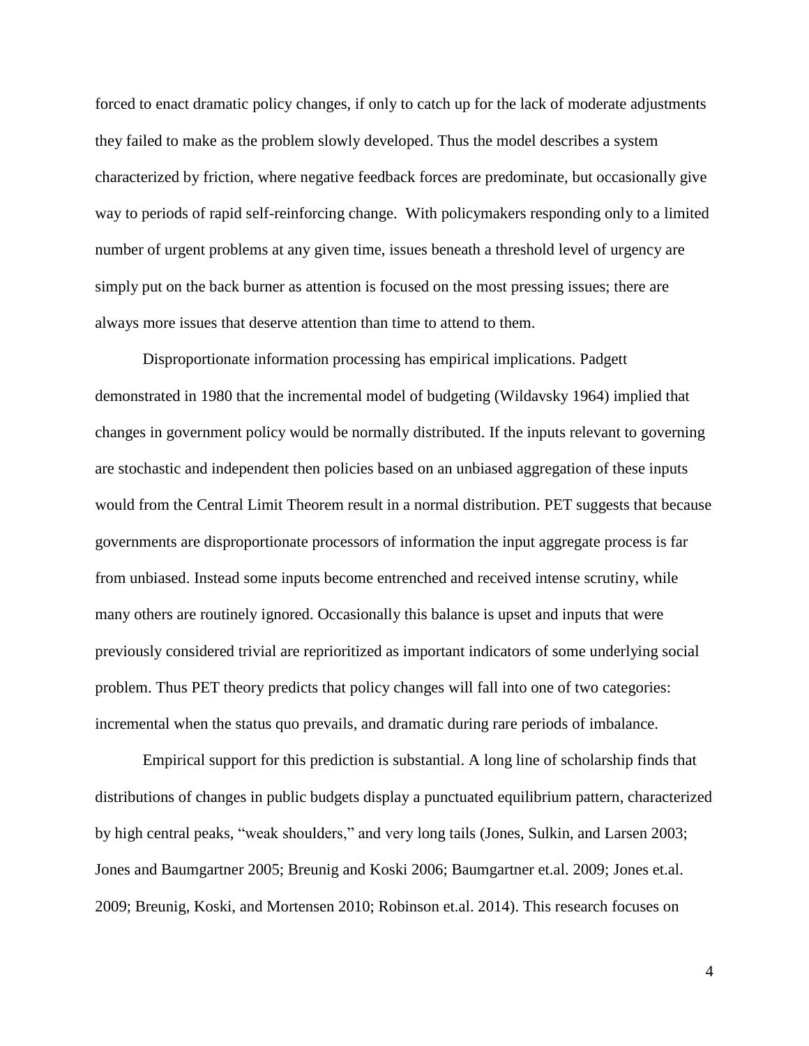forced to enact dramatic policy changes, if only to catch up for the lack of moderate adjustments they failed to make as the problem slowly developed. Thus the model describes a system characterized by friction, where negative feedback forces are predominate, but occasionally give way to periods of rapid self-reinforcing change. With policymakers responding only to a limited number of urgent problems at any given time, issues beneath a threshold level of urgency are simply put on the back burner as attention is focused on the most pressing issues; there are always more issues that deserve attention than time to attend to them.

Disproportionate information processing has empirical implications. Padgett demonstrated in 1980 that the incremental model of budgeting (Wildavsky 1964) implied that changes in government policy would be normally distributed. If the inputs relevant to governing are stochastic and independent then policies based on an unbiased aggregation of these inputs would from the Central Limit Theorem result in a normal distribution. PET suggests that because governments are disproportionate processors of information the input aggregate process is far from unbiased. Instead some inputs become entrenched and received intense scrutiny, while many others are routinely ignored. Occasionally this balance is upset and inputs that were previously considered trivial are reprioritized as important indicators of some underlying social problem. Thus PET theory predicts that policy changes will fall into one of two categories: incremental when the status quo prevails, and dramatic during rare periods of imbalance.

Empirical support for this prediction is substantial. A long line of scholarship finds that distributions of changes in public budgets display a punctuated equilibrium pattern, characterized by high central peaks, "weak shoulders," and very long tails (Jones, Sulkin, and Larsen 2003; Jones and Baumgartner 2005; Breunig and Koski 2006; Baumgartner et.al. 2009; Jones et.al. 2009; Breunig, Koski, and Mortensen 2010; Robinson et.al. 2014). This research focuses on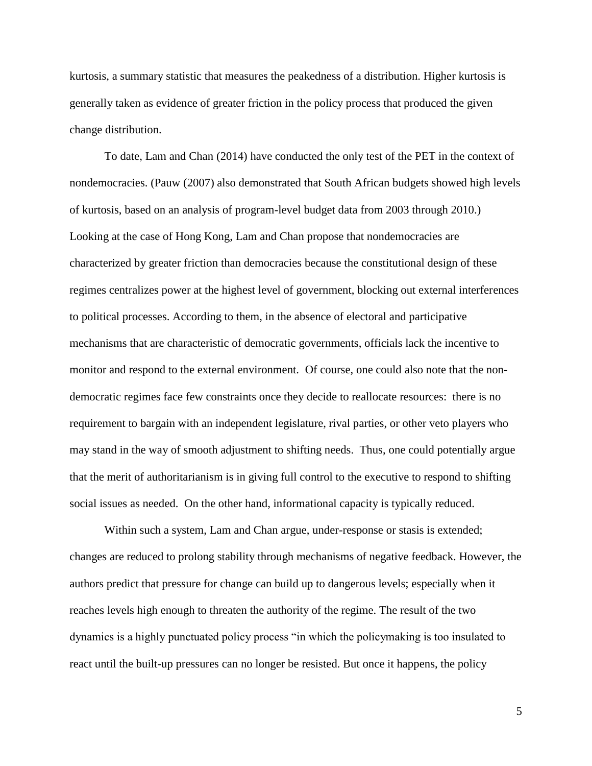kurtosis, a summary statistic that measures the peakedness of a distribution. Higher kurtosis is generally taken as evidence of greater friction in the policy process that produced the given change distribution.

To date, Lam and Chan (2014) have conducted the only test of the PET in the context of nondemocracies. (Pauw (2007) also demonstrated that South African budgets showed high levels of kurtosis, based on an analysis of program-level budget data from 2003 through 2010.) Looking at the case of Hong Kong, Lam and Chan propose that nondemocracies are characterized by greater friction than democracies because the constitutional design of these regimes centralizes power at the highest level of government, blocking out external interferences to political processes. According to them, in the absence of electoral and participative mechanisms that are characteristic of democratic governments, officials lack the incentive to monitor and respond to the external environment. Of course, one could also note that the non-democratic regimes face few constraints once they decide to reallocate resources: there is no requirement to bargain with an independent legislature, rival parties, or other veto players who may stand in the way of smooth adjustment to shifting needs. Thus, one could potentially argue that the merit of authoritarianism is in giving full control to the executive to respond to shifting social issues as needed. On the other hand, informational capacity is typically reduced.

Within such a system, Lam and Chan argue, under-response or stasis is extended; changes are reduced to prolong stability through mechanisms of negative feedback. However, the authors predict that pressure for change can build up to dangerous levels; especially when it reaches levels high enough to threaten the authority of the regime. The result of the two dynamics is a highly punctuated policy process "in which the policymaking is too insulated to react until the built-up pressures can no longer be resisted. But once it happens, the policy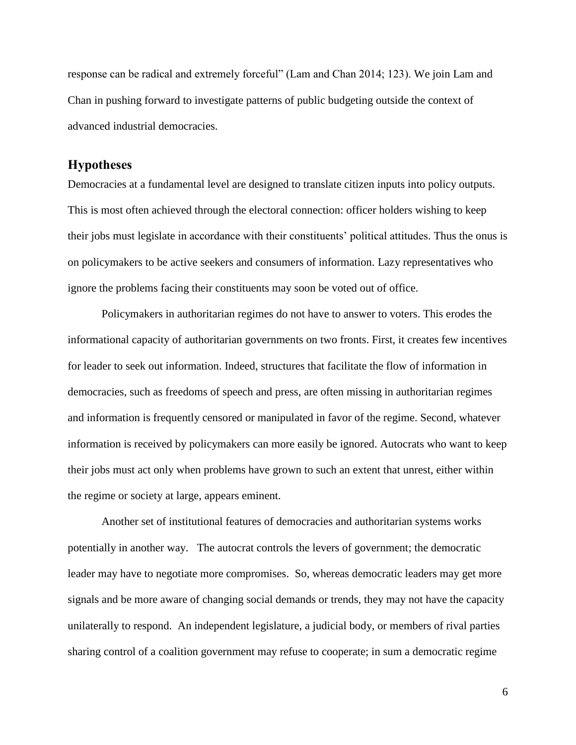response can be radical and extremely forceful" (Lam and Chan 2014; 123). We join Lam and Chan in pushing forward to investigate patterns of public budgeting outside the context of advanced industrial democracies.

## Hypotheses

Democracies at a fundamental level are designed to translate citizen inputs into policy outputs. This is most often achieved through the electoral connection: officer holders wishing to keep their jobs must legislate in accordance with their constituents' political attitudes. Thus the onus is on policymakers to be active seekers and consumers of information. Lazy representatives who ignore the problems facing their constituents may soon be voted out of office.

Policymakers in authoritarian regimes do not have to answer to voters. This erodes the informational capacity of authoritarian governments on two fronts. First, it creates few incentives for leader to seek out information. Indeed, structures that facilitate the flow of information in democracies, such as freedoms of speech and press, are often missing in authoritarian regimes and information is frequently censored or manipulated in favor of the regime. Second, whatever information is received by policymakers can more easily be ignored. Autocrats who want to keep their jobs must act only when problems have grown to such an extent that unrest, either within the regime or society at large, appears eminent.

Another set of institutional features of democracies and authoritarian systems works potentially in another way. The autocrat controls the levers of government; the democratic leader may have to negotiate more compromises. So, whereas democratic leaders may get more signals and be more aware of changing social demands or trends, they may not have the capacity unilaterally to respond. An independent legislature, a judicial body, or members of rival parties sharing control of a coalition government may refuse to cooperate; in sum a democratic regime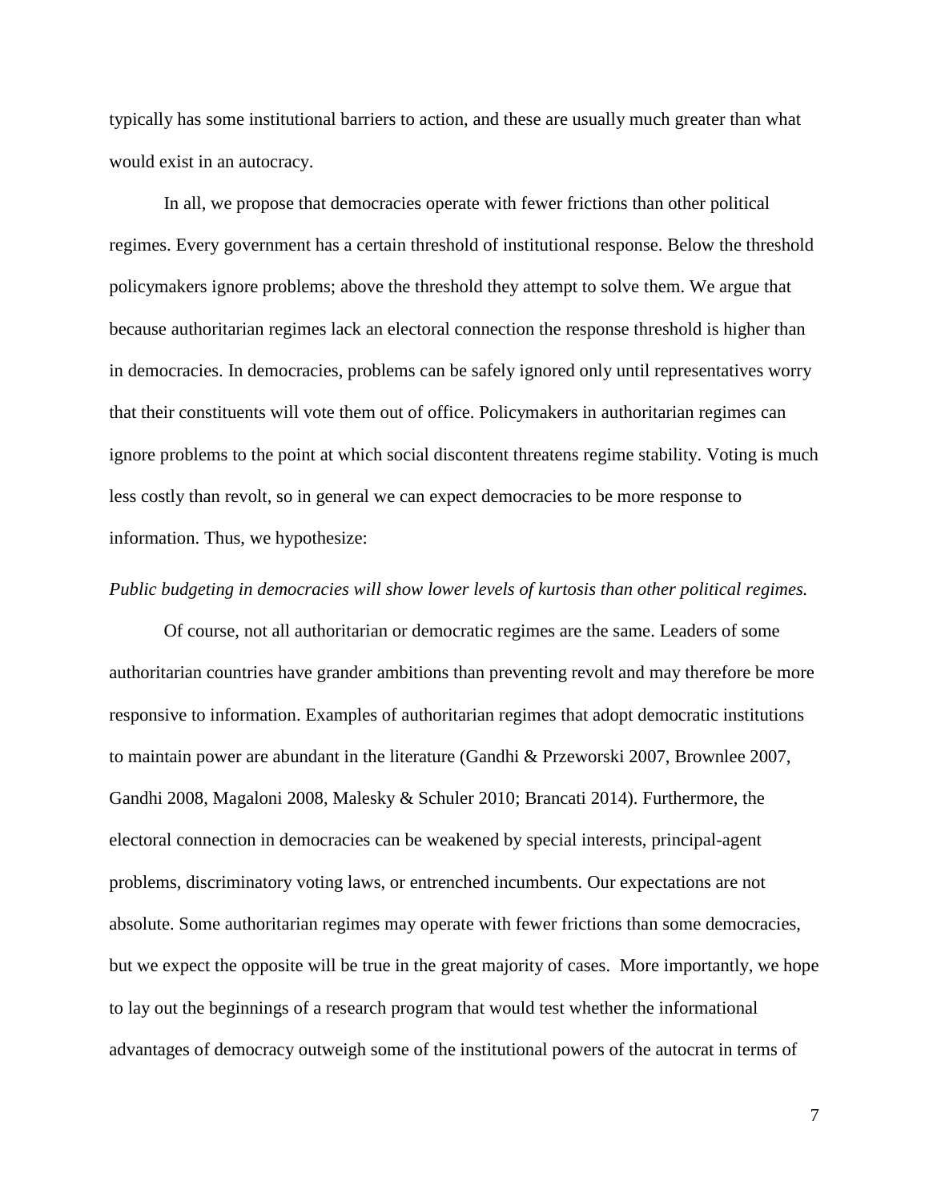typically has some institutional barriers to action, and these are usually much greater than what would exist in an autocracy.

In all, we propose that democracies operate with fewer frictions than other political regimes. Every government has a certain threshold of institutional response. Below the threshold policymakers ignore problems; above the threshold they attempt to solve them. We argue that because authoritarian regimes lack an electoral connection the response threshold is higher than in democracies. In democracies, problems can be safely ignored only until representatives worry that their constituents will vote them out of office. Policymakers in authoritarian regimes can ignore problems to the point at which social discontent threatens regime stability. Voting is much less costly than revolt, so in general we can expect democracies to be more response to information. Thus, we hypothesize:

*Public budgeting in democracies will show lower levels of kurtosis than other political regimes.*

Of course, not all authoritarian or democratic regimes are the same. Leaders of some authoritarian countries have grander ambitions than preventing revolt and may therefore be more responsive to information. Examples of authoritarian regimes that adopt democratic institutions to maintain power are abundant in the literature (Gandhi & Przeworski 2007, Brownlee 2007, Gandhi 2008, Magaloni 2008, Malesky & Schuler 2010; Brancati 2014). Furthermore, the electoral connection in democracies can be weakened by special interests, principal-agent problems, discriminatory voting laws, or entrenched incumbents. Our expectations are not absolute. Some authoritarian regimes may operate with fewer frictions than some democracies, but we expect the opposite will be true in the great majority of cases. More importantly, we hope to lay out the beginnings of a research program that would test whether the informational advantages of democracy outweigh some of the institutional powers of the autocrat in terms of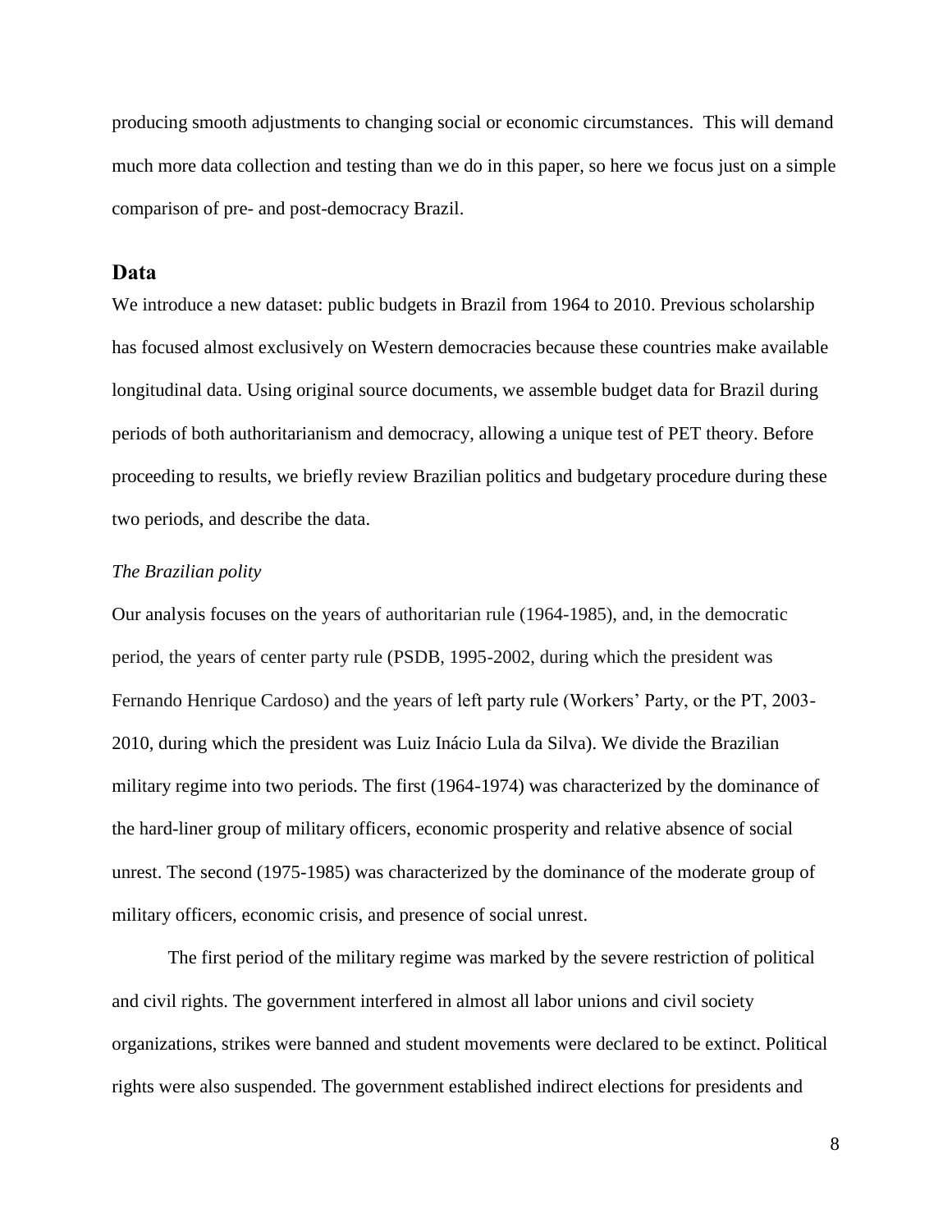producing smooth adjustments to changing social or economic circumstances. This will demand much more data collection and testing than we do in this paper, so here we focus just on a simple comparison of pre- and post-democracy Brazil.

## Data

We introduce a new dataset: public budgets in Brazil from 1964 to 2010. Previous scholarship has focused almost exclusively on Western democracies because these countries make available longitudinal data. Using original source documents, we assemble budget data for Brazil during periods of both authoritarianism and democracy, allowing a unique test of PET theory. Before proceeding to results, we briefly review Brazilian politics and budgetary procedure during these two periods, and describe the data.

*The Brazilian polity*

Our analysis focuses on the years of authoritarian rule (1964-1985), and, in the democratic period, the years of center party rule (PSDB, 1995-2002, during which the president was Fernando Henrique Cardoso) and the years of left party rule (Workers' Party, or the PT, 2003-2010, during which the president was Luiz Inácio Lula da Silva). We divide the Brazilian military regime into two periods. The first (1964-1974) was characterized by the dominance of the hard-liner group of military officers, economic prosperity and relative absence of social unrest. The second (1975-1985) was characterized by the dominance of the moderate group of military officers, economic crisis, and presence of social unrest.

The first period of the military regime was marked by the severe restriction of political and civil rights. The government interfered in almost all labor unions and civil society organizations, strikes were banned and student movements were declared to be extinct. Political rights were also suspended. The government established indirect elections for presidents and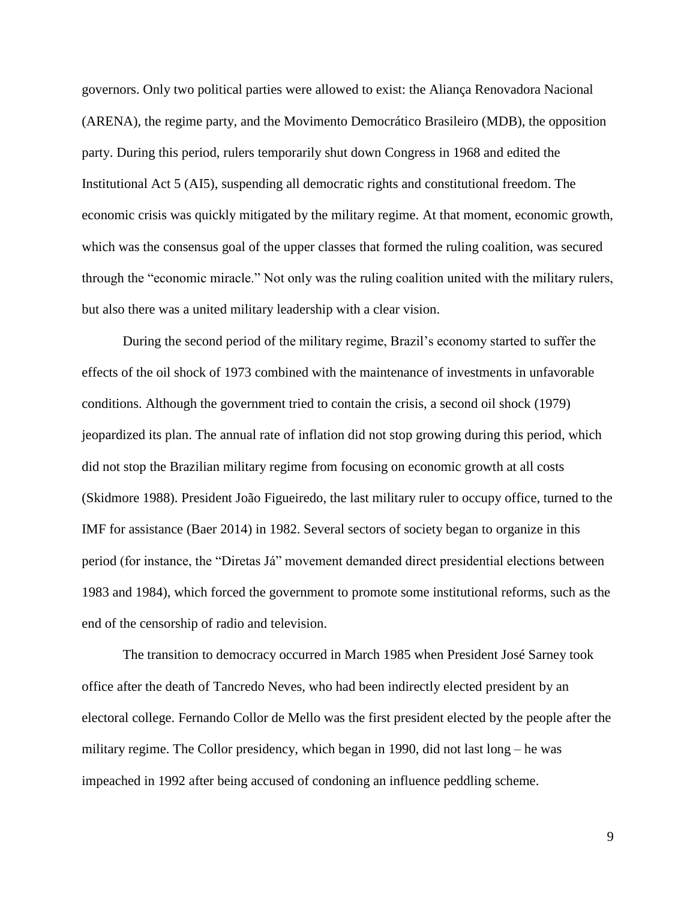governors. Only two political parties were allowed to exist: the Aliança Renovadora Nacional (ARENA), the regime party, and the Movimento Democrático Brasileiro (MDB), the opposition party. During this period, rulers temporarily shut down Congress in 1968 and edited the Institutional Act 5 (AI5), suspending all democratic rights and constitutional freedom. The economic crisis was quickly mitigated by the military regime. At that moment, economic growth, which was the consensus goal of the upper classes that formed the ruling coalition, was secured through the "economic miracle." Not only was the ruling coalition united with the military rulers, but also there was a united military leadership with a clear vision.

During the second period of the military regime, Brazil's economy started to suffer the effects of the oil shock of 1973 combined with the maintenance of investments in unfavorable conditions. Although the government tried to contain the crisis, a second oil shock (1979) jeopardized its plan. The annual rate of inflation did not stop growing during this period, which did not stop the Brazilian military regime from focusing on economic growth at all costs (Skidmore 1988). President João Figueiredo, the last military ruler to occupy office, turned to the IMF for assistance (Baer 2014) in 1982. Several sectors of society began to organize in this period (for instance, the "Diretas Já" movement demanded direct presidential elections between 1983 and 1984), which forced the government to promote some institutional reforms, such as the end of the censorship of radio and television.

The transition to democracy occurred in March 1985 when President José Sarney took office after the death of Tancredo Neves, who had been indirectly elected president by an electoral college. Fernando Collor de Mello was the first president elected by the people after the military regime. The Collor presidency, which began in 1990, did not last long – he was impeached in 1992 after being accused of condoning an influence peddling scheme.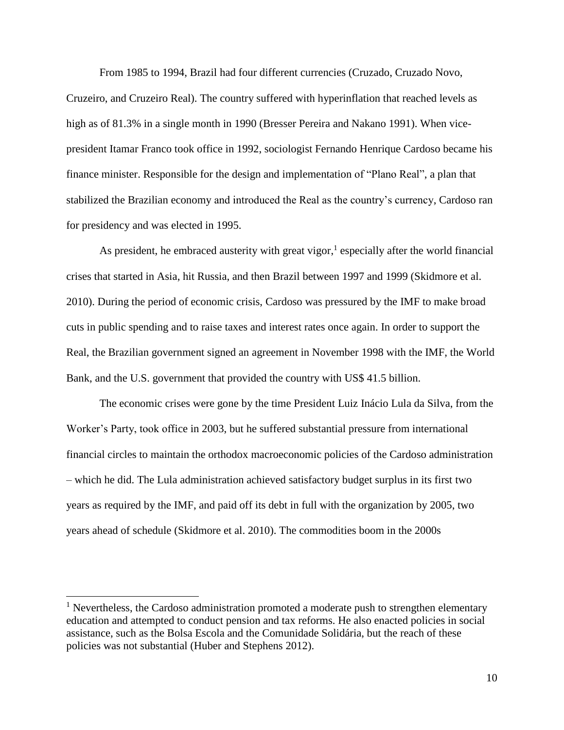From 1985 to 1994, Brazil had four different currencies (Cruzado, Cruzado Novo, Cruzeiro, and Cruzeiro Real). The country suffered with hyperinflation that reached levels as high as of 81.3% in a single month in 1990 (Bresser Pereira and Nakano 1991). When vice-president Itamar Franco took office in 1992, sociologist Fernando Henrique Cardoso became his finance minister. Responsible for the design and implementation of "Plano Real", a plan that stabilized the Brazilian economy and introduced the Real as the country's currency, Cardoso ran for presidency and was elected in 1995.

As president, he embraced austerity with great vigor,[1] especially after the world financial crises that started in Asia, hit Russia, and then Brazil between 1997 and 1999 (Skidmore et al. 2010). During the period of economic crisis, Cardoso was pressured by the IMF to make broad cuts in public spending and to raise taxes and interest rates once again. In order to support the Real, the Brazilian government signed an agreement in November 1998 with the IMF, the World Bank, and the U.S. government that provided the country with US$ 41.5 billion.

The economic crises were gone by the time President Luiz Inácio Lula da Silva, from the Worker's Party, took office in 2003, but he suffered substantial pressure from international financial circles to maintain the orthodox macroeconomic policies of the Cardoso administration – which he did. The Lula administration achieved satisfactory budget surplus in its first two years as required by the IMF, and paid off its debt in full with the organization by 2005, two years ahead of schedule (Skidmore et al. 2010). The commodities boom in the 2000s

---

[1] Nevertheless, the Cardoso administration promoted a moderate push to strengthen elementary education and attempted to conduct pension and tax reforms. He also enacted policies in social assistance, such as the Bolsa Escola and the Comunidade Solidária, but the reach of these policies was not substantial (Huber and Stephens 2012).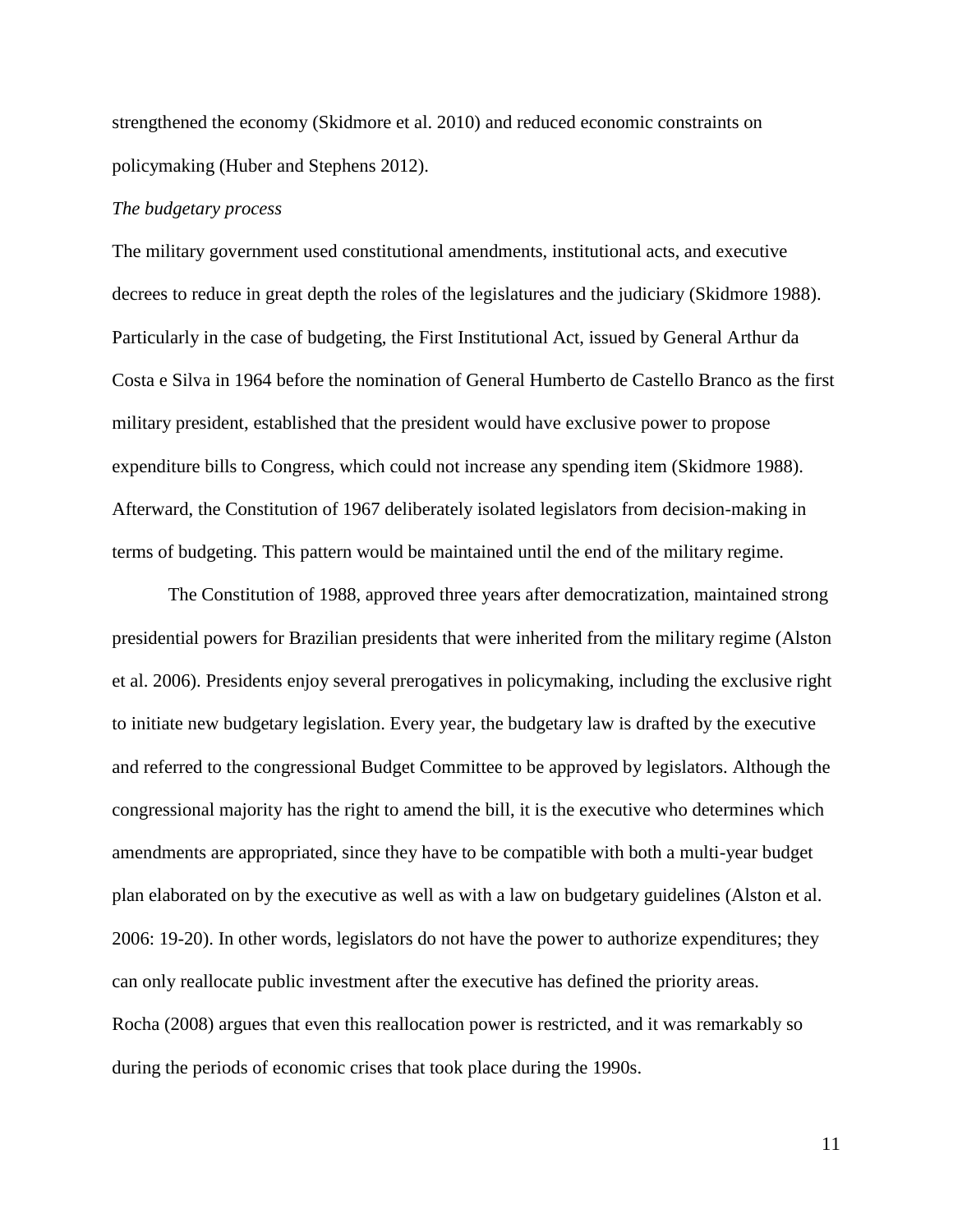strengthened the economy (Skidmore et al. 2010) and reduced economic constraints on policymaking (Huber and Stephens 2012).

*The budgetary process*

The military government used constitutional amendments, institutional acts, and executive decrees to reduce in great depth the roles of the legislatures and the judiciary (Skidmore 1988). Particularly in the case of budgeting, the First Institutional Act, issued by General Arthur da Costa e Silva in 1964 before the nomination of General Humberto de Castello Branco as the first military president, established that the president would have exclusive power to propose expenditure bills to Congress, which could not increase any spending item (Skidmore 1988). Afterward, the Constitution of 1967 deliberately isolated legislators from decision-making in terms of budgeting. This pattern would be maintained until the end of the military regime.

The Constitution of 1988, approved three years after democratization, maintained strong presidential powers for Brazilian presidents that were inherited from the military regime (Alston et al. 2006). Presidents enjoy several prerogatives in policymaking, including the exclusive right to initiate new budgetary legislation. Every year, the budgetary law is drafted by the executive and referred to the congressional Budget Committee to be approved by legislators. Although the congressional majority has the right to amend the bill, it is the executive who determines which amendments are appropriated, since they have to be compatible with both a multi-year budget plan elaborated on by the executive as well as with a law on budgetary guidelines (Alston et al. 2006: 19-20). In other words, legislators do not have the power to authorize expenditures; they can only reallocate public investment after the executive has defined the priority areas. Rocha (2008) argues that even this reallocation power is restricted, and it was remarkably so during the periods of economic crises that took place during the 1990s.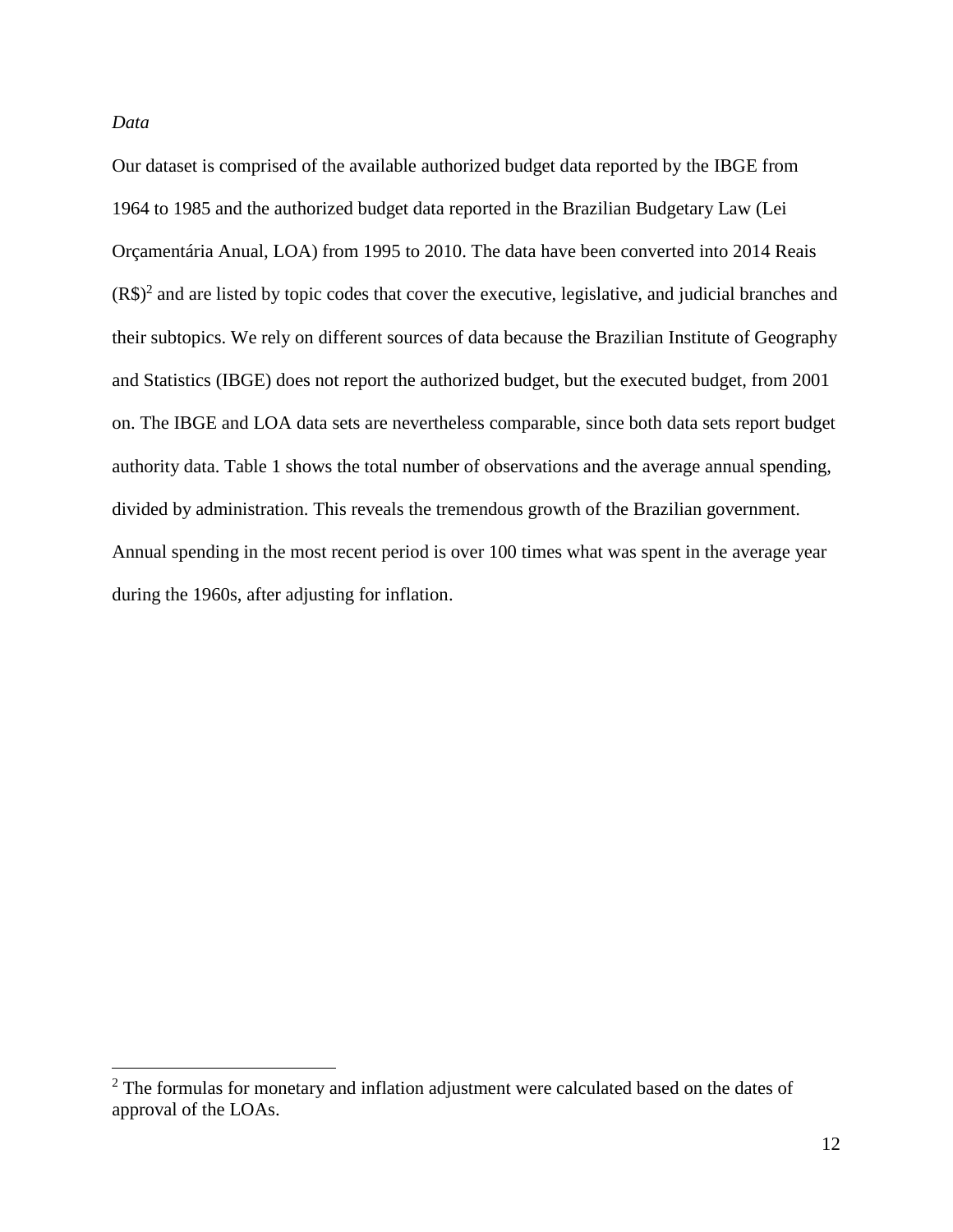*Data*

Our dataset is comprised of the available authorized budget data reported by the IBGE from 1964 to 1985 and the authorized budget data reported in the Brazilian Budgetary Law (Lei Orçamentária Anual, LOA) from 1995 to 2010. The data have been converted into 2014 Reais (R$)[2] and are listed by topic codes that cover the executive, legislative, and judicial branches and their subtopics. We rely on different sources of data because the Brazilian Institute of Geography and Statistics (IBGE) does not report the authorized budget, but the executed budget, from 2001 on. The IBGE and LOA data sets are nevertheless comparable, since both data sets report budget authority data. Table 1 shows the total number of observations and the average annual spending, divided by administration. This reveals the tremendous growth of the Brazilian government. Annual spending in the most recent period is over 100 times what was spent in the average year during the 1960s, after adjusting for inflation.

---

[2] The formulas for monetary and inflation adjustment were calculated based on the dates of approval of the LOAs.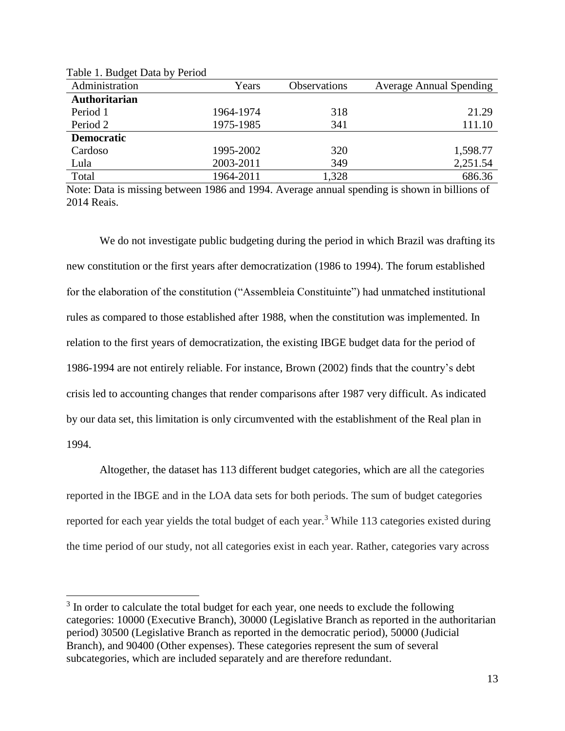Table 1. Budget Data by Period

| Administration | Years | Observations | Average Annual Spending |
|---|---|---|---|
| **Authoritarian** | | | |
| Period 1 | 1964-1974 | 318 | 21.29 |
| Period 2 | 1975-1985 | 341 | 111.10 |
| **Democratic** | | | |
| Cardoso | 1995-2002 | 320 | 1,598.77 |
| Lula | 2003-2011 | 349 | 2,251.54 |
| Total | 1964-2011 | 1,328 | 686.36 |

Note: Data is missing between 1986 and 1994. Average annual spending is shown in billions of 2014 Reais.

We do not investigate public budgeting during the period in which Brazil was drafting its new constitution or the first years after democratization (1986 to 1994). The forum established for the elaboration of the constitution ("Assembleia Constituinte") had unmatched institutional rules as compared to those established after 1988, when the constitution was implemented. In relation to the first years of democratization, the existing IBGE budget data for the period of 1986-1994 are not entirely reliable. For instance, Brown (2002) finds that the country's debt crisis led to accounting changes that render comparisons after 1987 very difficult. As indicated by our data set, this limitation is only circumvented with the establishment of the Real plan in 1994.

Altogether, the dataset has 113 different budget categories, which are all the categories reported in the IBGE and in the LOA data sets for both periods. The sum of budget categories reported for each year yields the total budget of each year.[3] While 113 categories existed during the time period of our study, not all categories exist in each year. Rather, categories vary across

[3] In order to calculate the total budget for each year, one needs to exclude the following categories: 10000 (Executive Branch), 30000 (Legislative Branch as reported in the authoritarian period) 30500 (Legislative Branch as reported in the democratic period), 50000 (Judicial Branch), and 90400 (Other expenses). These categories represent the sum of several subcategories, which are included separately and are therefore redundant.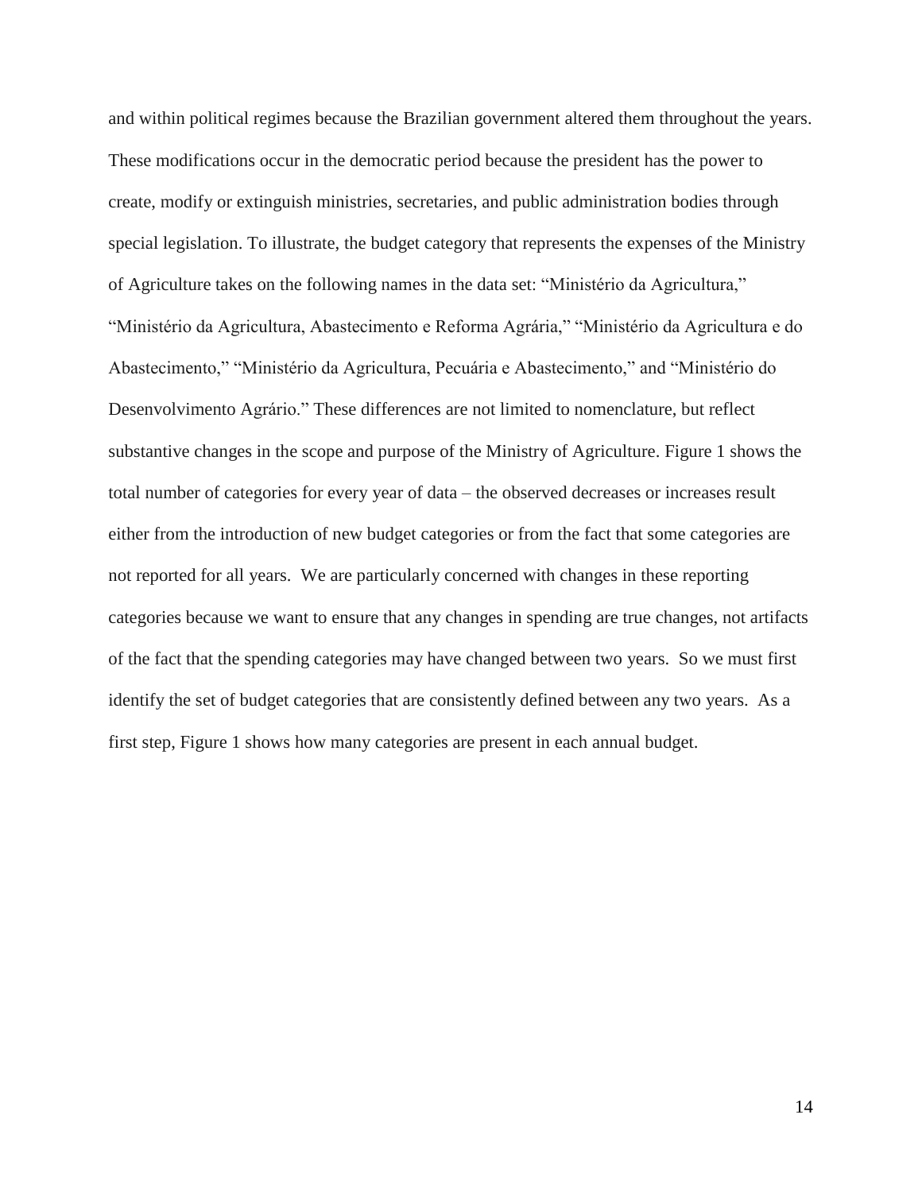and within political regimes because the Brazilian government altered them throughout the years. These modifications occur in the democratic period because the president has the power to create, modify or extinguish ministries, secretaries, and public administration bodies through special legislation. To illustrate, the budget category that represents the expenses of the Ministry of Agriculture takes on the following names in the data set: "Ministério da Agricultura," "Ministério da Agricultura, Abastecimento e Reforma Agrária," "Ministério da Agricultura e do Abastecimento," "Ministério da Agricultura, Pecuária e Abastecimento," and "Ministério do Desenvolvimento Agrário." These differences are not limited to nomenclature, but reflect substantive changes in the scope and purpose of the Ministry of Agriculture. Figure 1 shows the total number of categories for every year of data – the observed decreases or increases result either from the introduction of new budget categories or from the fact that some categories are not reported for all years. We are particularly concerned with changes in these reporting categories because we want to ensure that any changes in spending are true changes, not artifacts of the fact that the spending categories may have changed between two years. So we must first identify the set of budget categories that are consistently defined between any two years. As a first step, Figure 1 shows how many categories are present in each annual budget.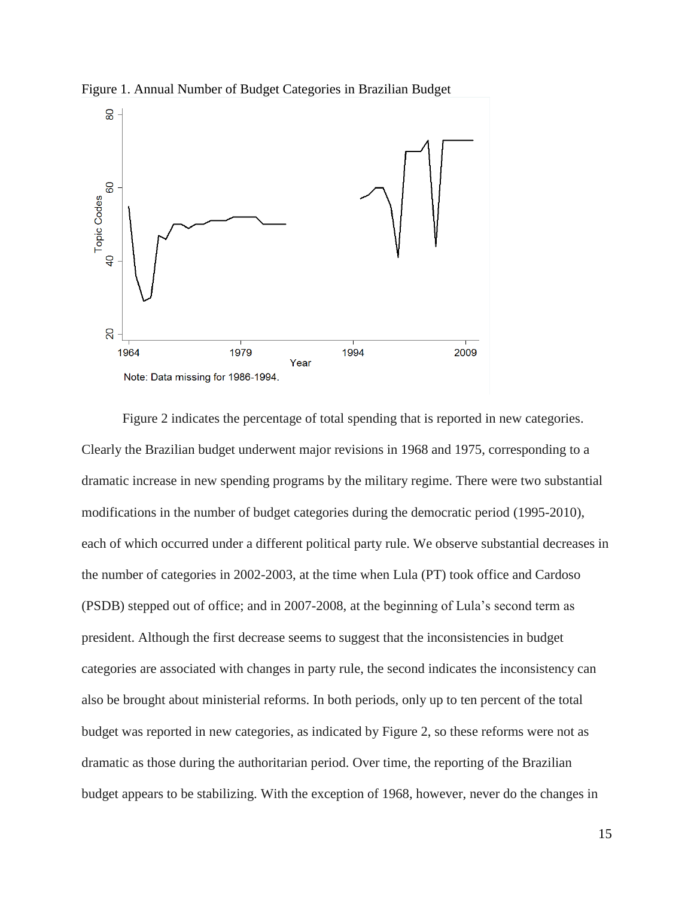Figure 1. Annual Number of Budget Categories in Brazilian Budget

Note: Data missing for 1986-1994.

Figure 2 indicates the percentage of total spending that is reported in new categories. Clearly the Brazilian budget underwent major revisions in 1968 and 1975, corresponding to a dramatic increase in new spending programs by the military regime. There were two substantial modifications in the number of budget categories during the democratic period (1995-2010), each of which occurred under a different political party rule. We observe substantial decreases in the number of categories in 2002-2003, at the time when Lula (PT) took office and Cardoso (PSDB) stepped out of office; and in 2007-2008, at the beginning of Lula's second term as president. Although the first decrease seems to suggest that the inconsistencies in budget categories are associated with changes in party rule, the second indicates the inconsistency can also be brought about ministerial reforms. In both periods, only up to ten percent of the total budget was reported in new categories, as indicated by Figure 2, so these reforms were not as dramatic as those during the authoritarian period. Over time, the reporting of the Brazilian budget appears to be stabilizing. With the exception of 1968, however, never do the changes in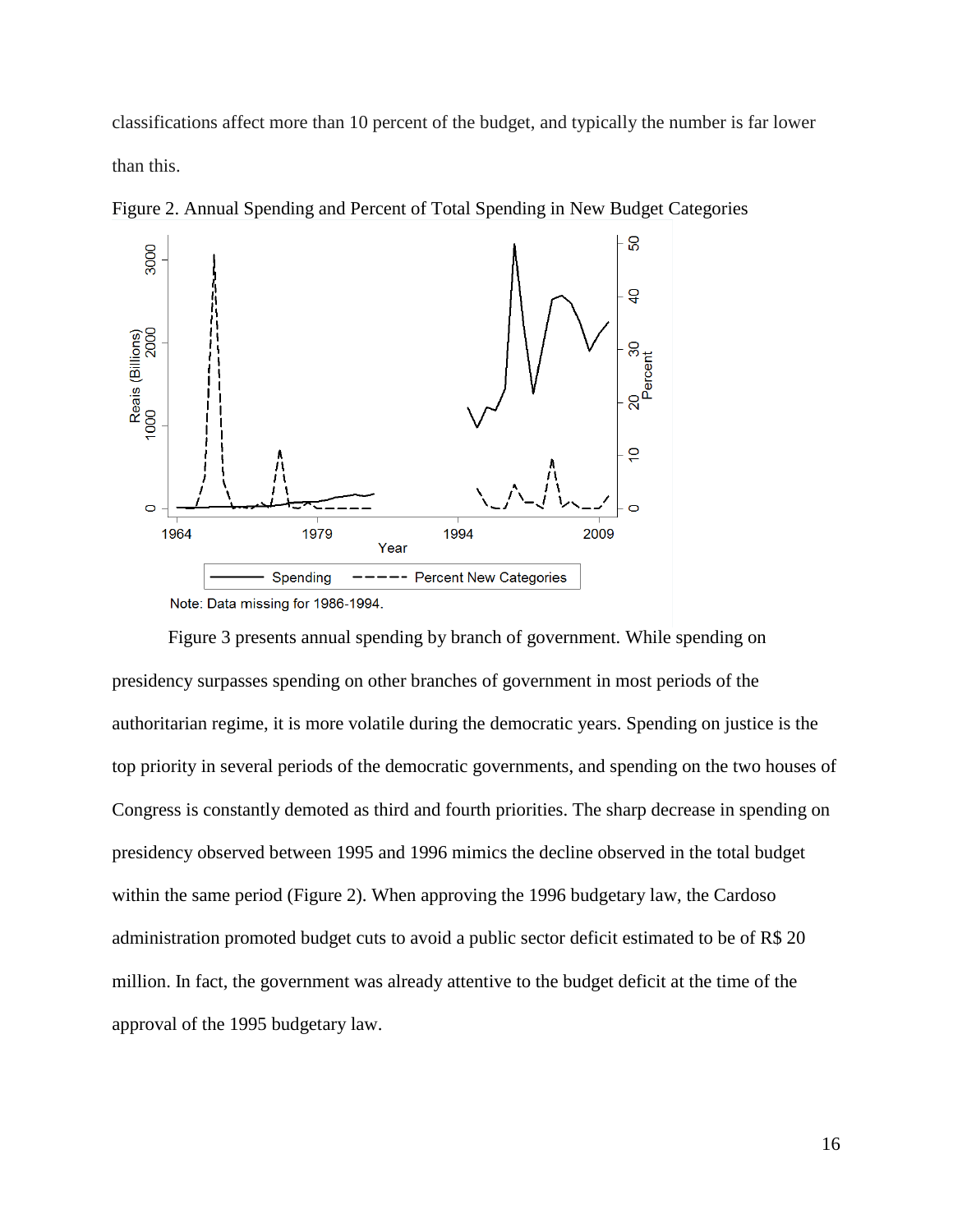classifications affect more than 10 percent of the budget, and typically the number is far lower than this.

Figure 2. Annual Spending and Percent of Total Spending in New Budget Categories

Note: Data missing for 1986-1994.

Figure 3 presents annual spending by branch of government. While spending on presidency surpasses spending on other branches of government in most periods of the authoritarian regime, it is more volatile during the democratic years. Spending on justice is the top priority in several periods of the democratic governments, and spending on the two houses of Congress is constantly demoted as third and fourth priorities. The sharp decrease in spending on presidency observed between 1995 and 1996 mimics the decline observed in the total budget within the same period (Figure 2). When approving the 1996 budgetary law, the Cardoso administration promoted budget cuts to avoid a public sector deficit estimated to be of R$ 20 million. In fact, the government was already attentive to the budget deficit at the time of the approval of the 1995 budgetary law.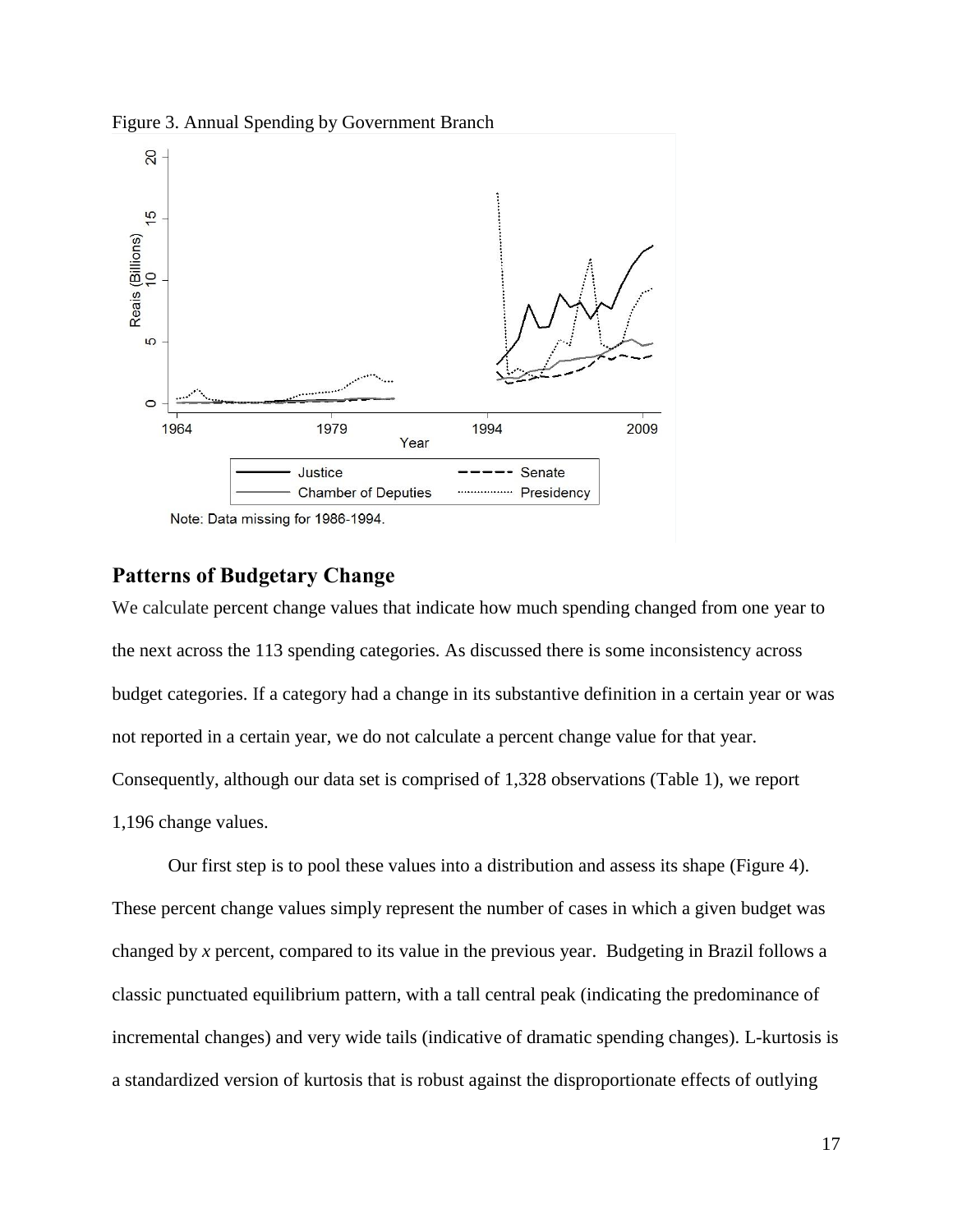Figure 3. Annual Spending by Government Branch

Note: Data missing for 1986-1994.

## Patterns of Budgetary Change

We calculate percent change values that indicate how much spending changed from one year to the next across the 113 spending categories. As discussed there is some inconsistency across budget categories. If a category had a change in its substantive definition in a certain year or was not reported in a certain year, we do not calculate a percent change value for that year. Consequently, although our data set is comprised of 1,328 observations (Table 1), we report 1,196 change values.

Our first step is to pool these values into a distribution and assess its shape (Figure 4). These percent change values simply represent the number of cases in which a given budget was changed by *x* percent, compared to its value in the previous year. Budgeting in Brazil follows a classic punctuated equilibrium pattern, with a tall central peak (indicating the predominance of incremental changes) and very wide tails (indicative of dramatic spending changes). L-kurtosis is a standardized version of kurtosis that is robust against the disproportionate effects of outlying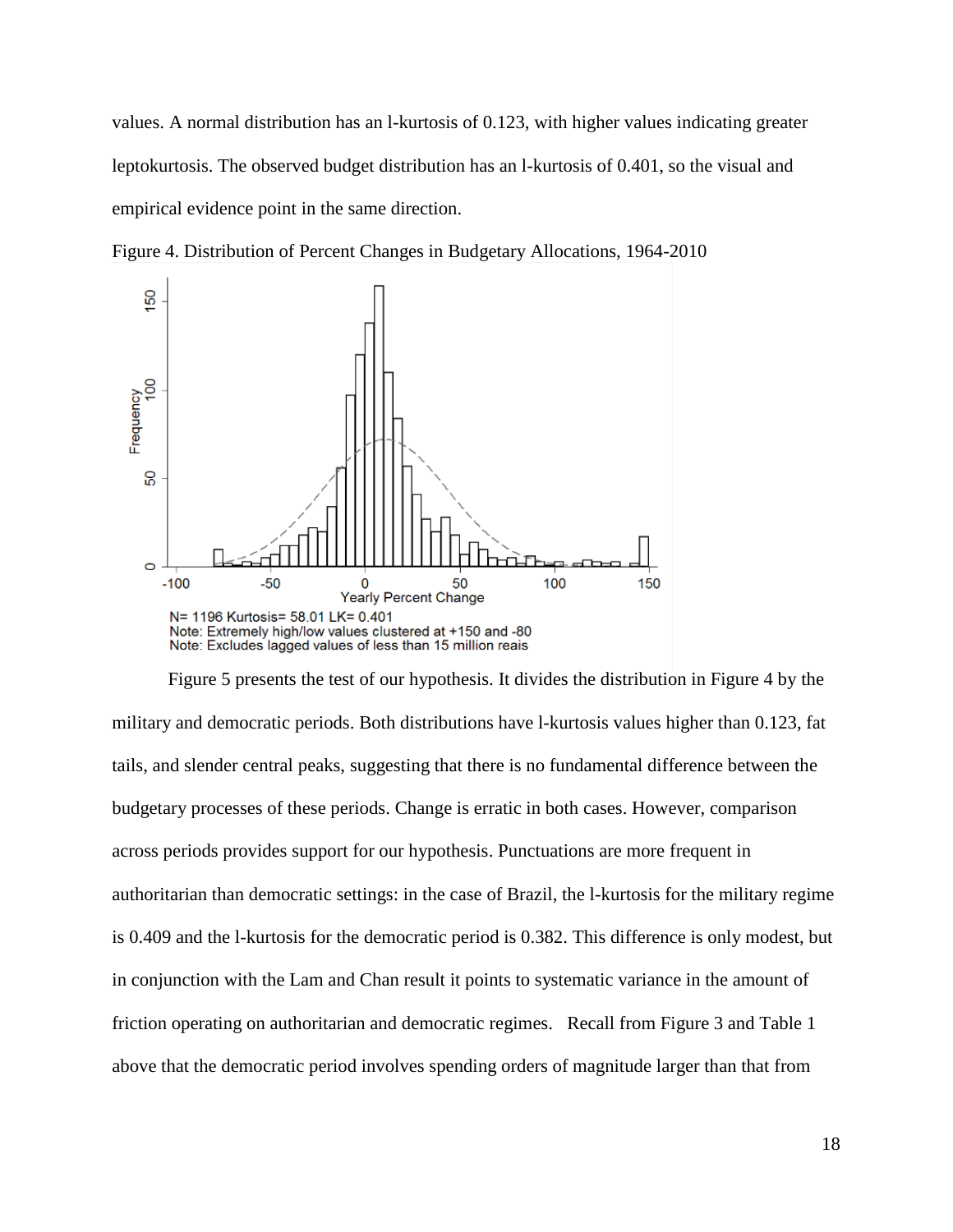values. A normal distribution has an l-kurtosis of 0.123, with higher values indicating greater leptokurtosis. The observed budget distribution has an l-kurtosis of 0.401, so the visual and empirical evidence point in the same direction.

Figure 4. Distribution of Percent Changes in Budgetary Allocations, 1964-2010

N= 1196 Kurtosis= 58.01 LK= 0.401
Note: Extremely high/low values clustered at +150 and -80
Note: Excludes lagged values of less than 15 million reais

Figure 5 presents the test of our hypothesis. It divides the distribution in Figure 4 by the military and democratic periods. Both distributions have l-kurtosis values higher than 0.123, fat tails, and slender central peaks, suggesting that there is no fundamental difference between the budgetary processes of these periods. Change is erratic in both cases. However, comparison across periods provides support for our hypothesis. Punctuations are more frequent in authoritarian than democratic settings: in the case of Brazil, the l-kurtosis for the military regime is 0.409 and the l-kurtosis for the democratic period is 0.382. This difference is only modest, but in conjunction with the Lam and Chan result it points to systematic variance in the amount of friction operating on authoritarian and democratic regimes. Recall from Figure 3 and Table 1 above that the democratic period involves spending orders of magnitude larger than that from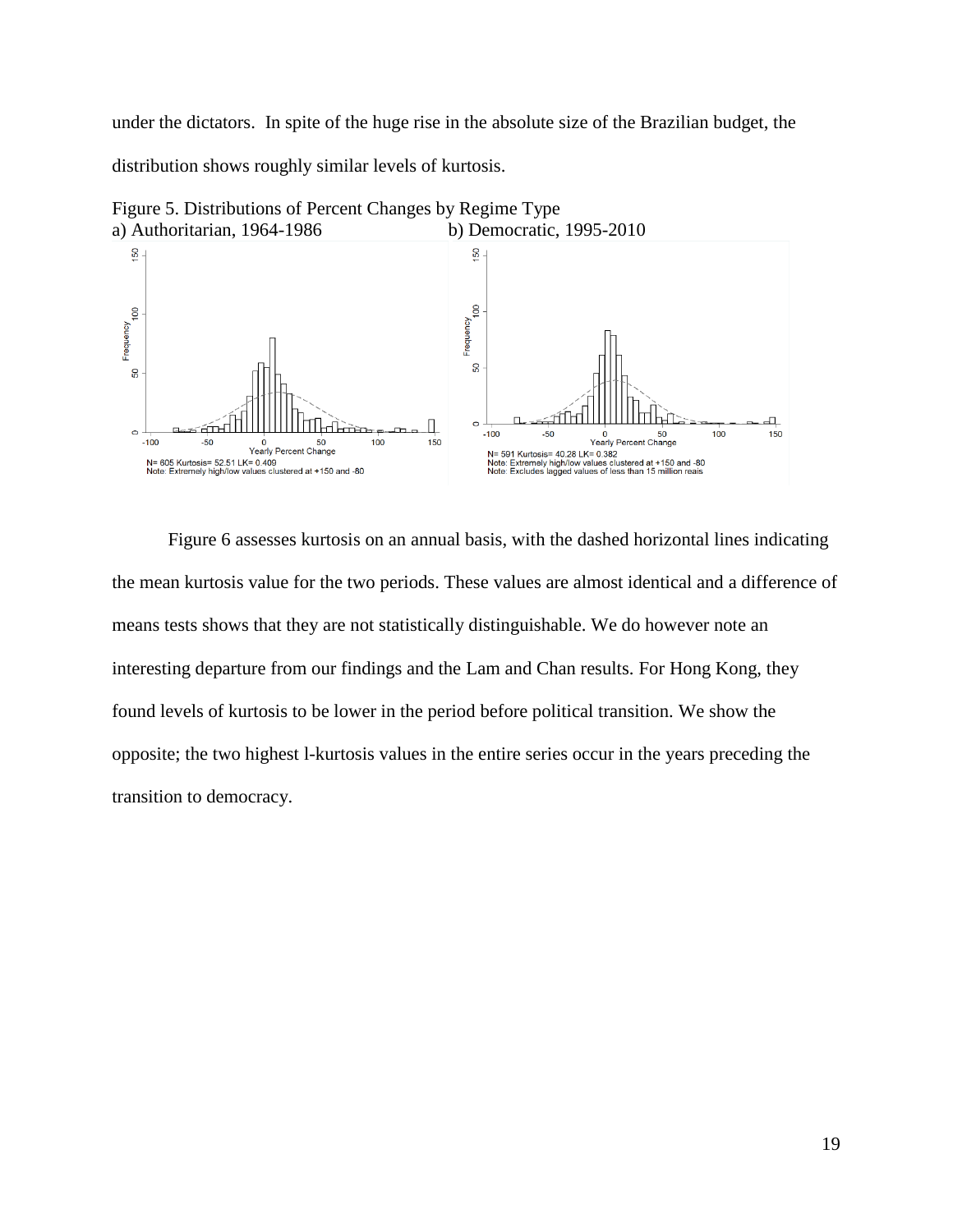under the dictators. In spite of the huge rise in the absolute size of the Brazilian budget, the distribution shows roughly similar levels of kurtosis.

Figure 5. Distributions of Percent Changes by Regime Type
a) Authoritarian, 1964-1986 b) Democratic, 1995-2010

N= 605 Kurtosis= 52.51 LK= 0.409
Note: Extremely high/low values clustered at +150 and -80

N= 591 Kurtosis= 40.28 LK= 0.382
Note: Extremely high/low values clustered at +150 and -80
Note: Excludes lagged values of less than 15 million reais

Figure 6 assesses kurtosis on an annual basis, with the dashed horizontal lines indicating the mean kurtosis value for the two periods. These values are almost identical and a difference of means tests shows that they are not statistically distinguishable. We do however note an interesting departure from our findings and the Lam and Chan results. For Hong Kong, they found levels of kurtosis to be lower in the period before political transition. We show the opposite; the two highest l-kurtosis values in the entire series occur in the years preceding the transition to democracy.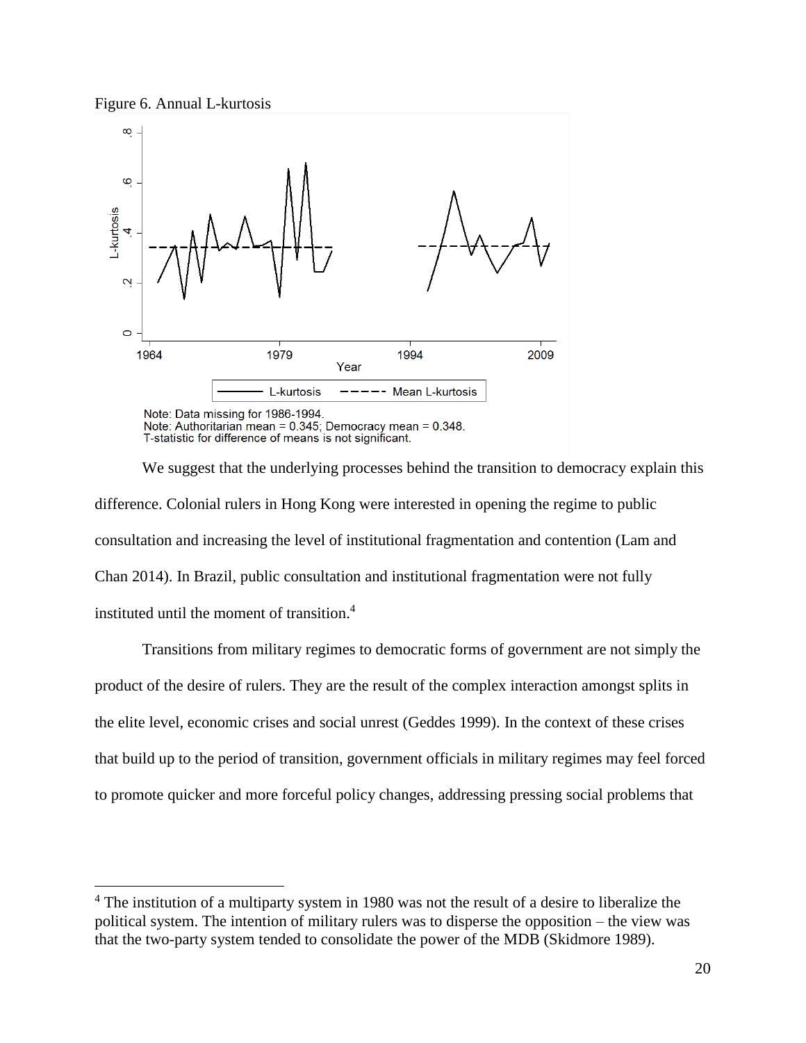Figure 6. Annual L-kurtosis

Note: Data missing for 1986-1994.
Note: Authoritarian mean = 0.345; Democracy mean = 0.348.
T-statistic for difference of means is not significant.

We suggest that the underlying processes behind the transition to democracy explain this difference. Colonial rulers in Hong Kong were interested in opening the regime to public consultation and increasing the level of institutional fragmentation and contention (Lam and Chan 2014). In Brazil, public consultation and institutional fragmentation were not fully instituted until the moment of transition.[4]

Transitions from military regimes to democratic forms of government are not simply the product of the desire of rulers. They are the result of the complex interaction amongst splits in the elite level, economic crises and social unrest (Geddes 1999). In the context of these crises that build up to the period of transition, government officials in military regimes may feel forced to promote quicker and more forceful policy changes, addressing pressing social problems that

[4] The institution of a multiparty system in 1980 was not the result of a desire to liberalize the political system. The intention of military rulers was to disperse the opposition – the view was that the two-party system tended to consolidate the power of the MDB (Skidmore 1989).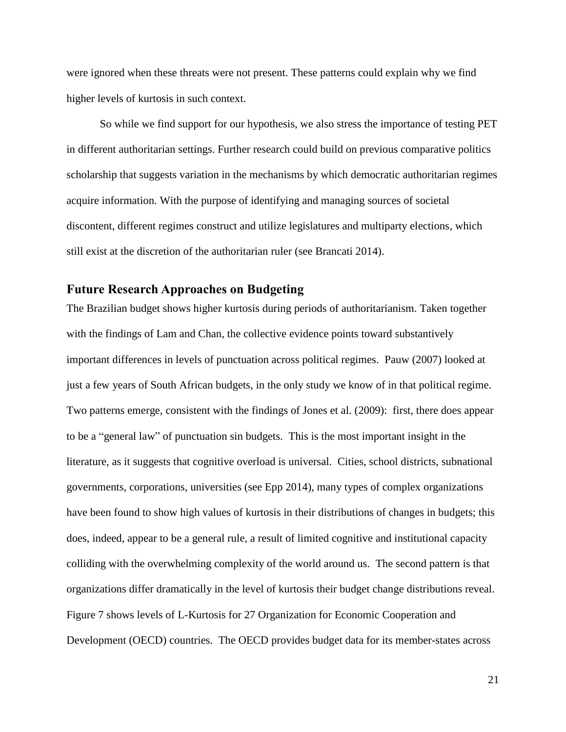were ignored when these threats were not present. These patterns could explain why we find higher levels of kurtosis in such context.

So while we find support for our hypothesis, we also stress the importance of testing PET in different authoritarian settings. Further research could build on previous comparative politics scholarship that suggests variation in the mechanisms by which democratic authoritarian regimes acquire information. With the purpose of identifying and managing sources of societal discontent, different regimes construct and utilize legislatures and multiparty elections, which still exist at the discretion of the authoritarian ruler (see Brancati 2014).

## Future Research Approaches on Budgeting

The Brazilian budget shows higher kurtosis during periods of authoritarianism. Taken together with the findings of Lam and Chan, the collective evidence points toward substantively important differences in levels of punctuation across political regimes. Pauw (2007) looked at just a few years of South African budgets, in the only study we know of in that political regime. Two patterns emerge, consistent with the findings of Jones et al. (2009): first, there does appear to be a "general law" of punctuation sin budgets. This is the most important insight in the literature, as it suggests that cognitive overload is universal. Cities, school districts, subnational governments, corporations, universities (see Epp 2014), many types of complex organizations have been found to show high values of kurtosis in their distributions of changes in budgets; this does, indeed, appear to be a general rule, a result of limited cognitive and institutional capacity colliding with the overwhelming complexity of the world around us. The second pattern is that organizations differ dramatically in the level of kurtosis their budget change distributions reveal. Figure 7 shows levels of L-Kurtosis for 27 Organization for Economic Cooperation and Development (OECD) countries. The OECD provides budget data for its member-states across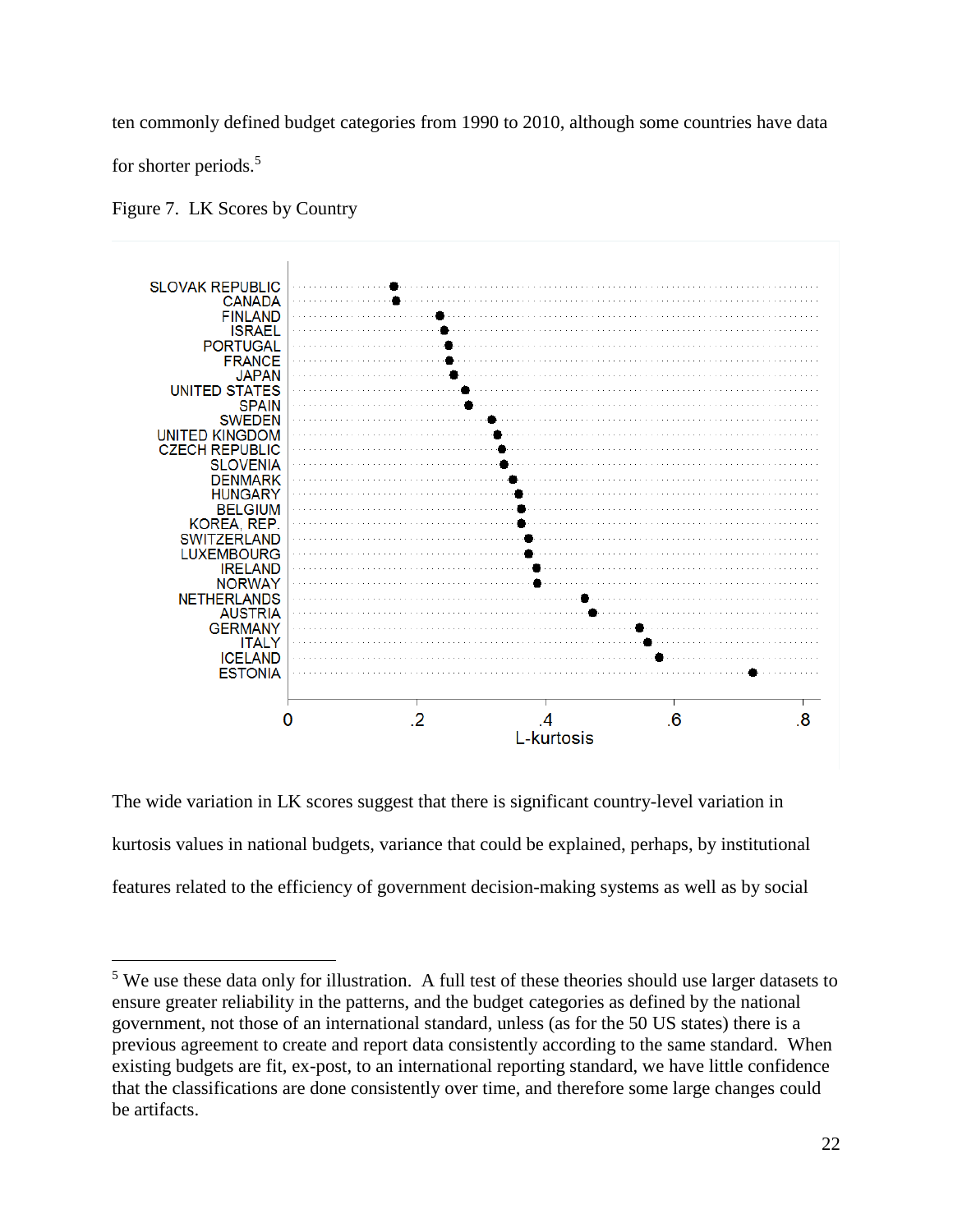ten commonly defined budget categories from 1990 to 2010, although some countries have data for shorter periods.[5]

Figure 7. LK Scores by Country

| Country | L-kurtosis (approx.) |
| --- | --- |
| SLOVAK REPUBLIC | 0.16 |
| CANADA | 0.17 |
| FINLAND | 0.24 |
| ISRAEL | 0.24 |
| PORTUGAL | 0.25 |
| FRANCE | 0.25 |
| JAPAN | 0.26 |
| UNITED STATES | 0.28 |
| SPAIN | 0.28 |
| SWEDEN | 0.32 |
| UNITED KINGDOM | 0.33 |
| CZECH REPUBLIC | 0.33 |
| SLOVENIA | 0.34 |
| DENMARK | 0.35 |
| HUNGARY | 0.36 |
| BELGIUM | 0.36 |
| KOREA, REP. | 0.36 |
| SWITZERLAND | 0.37 |
| LUXEMBOURG | 0.37 |
| IRELAND | 0.39 |
| NORWAY | 0.39 |
| NETHERLANDS | 0.46 |
| AUSTRIA | 0.47 |
| GERMANY | 0.55 |
| ITALY | 0.56 |
| ICELAND | 0.58 |
| ESTONIA | 0.72 |

The wide variation in LK scores suggest that there is significant country-level variation in kurtosis values in national budgets, variance that could be explained, perhaps, by institutional features related to the efficiency of government decision-making systems as well as by social

---

[5] We use these data only for illustration. A full test of these theories should use larger datasets to ensure greater reliability in the patterns, and the budget categories as defined by the national government, not those of an international standard, unless (as for the 50 US states) there is a previous agreement to create and report data consistently according to the same standard. When existing budgets are fit, ex-post, to an international reporting standard, we have little confidence that the classifications are done consistently over time, and therefore some large changes could be artifacts.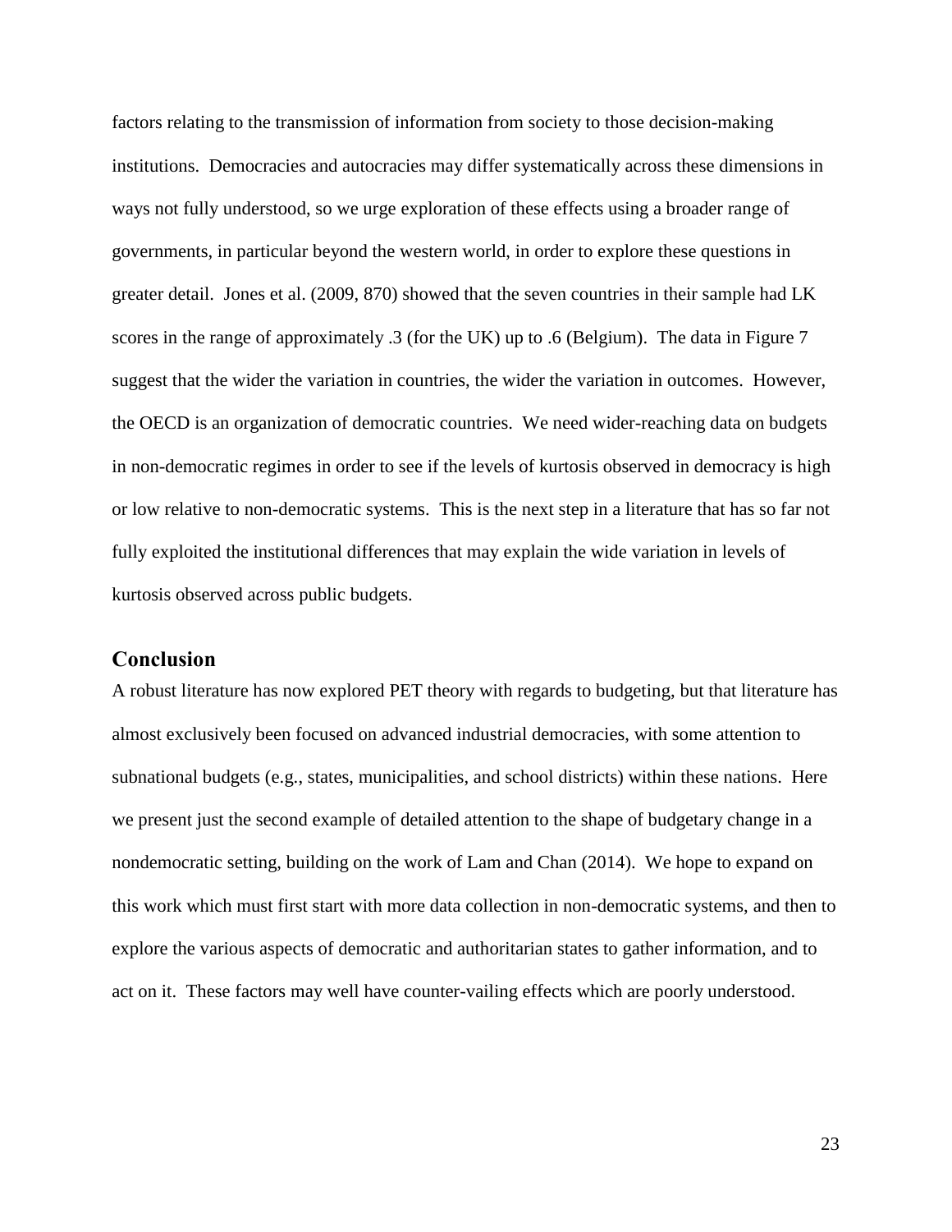factors relating to the transmission of information from society to those decision-making institutions. Democracies and autocracies may differ systematically across these dimensions in ways not fully understood, so we urge exploration of these effects using a broader range of governments, in particular beyond the western world, in order to explore these questions in greater detail. Jones et al. (2009, 870) showed that the seven countries in their sample had LK scores in the range of approximately .3 (for the UK) up to .6 (Belgium). The data in Figure 7 suggest that the wider the variation in countries, the wider the variation in outcomes. However, the OECD is an organization of democratic countries. We need wider-reaching data on budgets in non-democratic regimes in order to see if the levels of kurtosis observed in democracy is high or low relative to non-democratic systems. This is the next step in a literature that has so far not fully exploited the institutional differences that may explain the wide variation in levels of kurtosis observed across public budgets.

## Conclusion

A robust literature has now explored PET theory with regards to budgeting, but that literature has almost exclusively been focused on advanced industrial democracies, with some attention to subnational budgets (e.g., states, municipalities, and school districts) within these nations. Here we present just the second example of detailed attention to the shape of budgetary change in a nondemocratic setting, building on the work of Lam and Chan (2014). We hope to expand on this work which must first start with more data collection in non-democratic systems, and then to explore the various aspects of democratic and authoritarian states to gather information, and to act on it. These factors may well have counter-vailing effects which are poorly understood.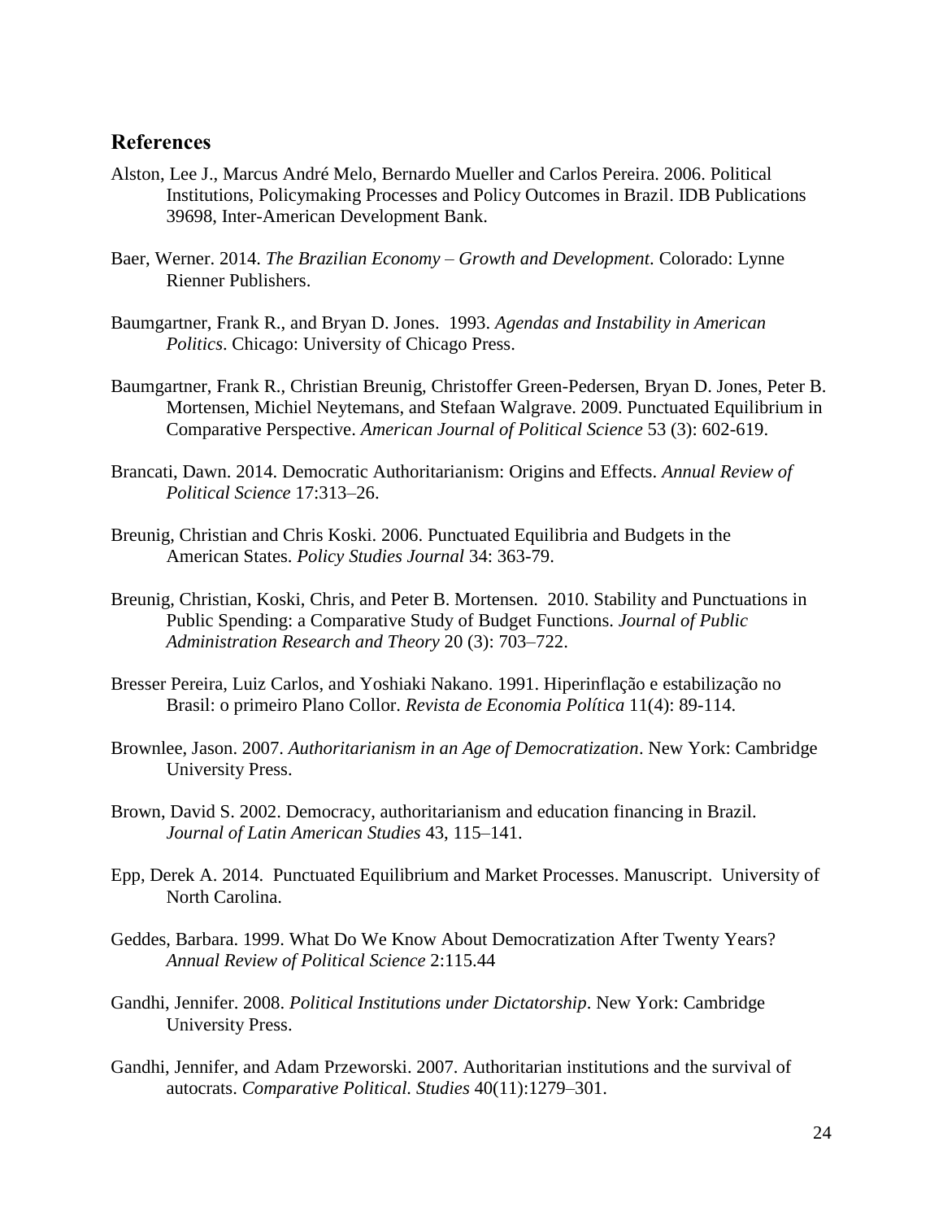## References

Alston, Lee J., Marcus André Melo, Bernardo Mueller and Carlos Pereira. 2006. Political Institutions, Policymaking Processes and Policy Outcomes in Brazil. IDB Publications 39698, Inter-American Development Bank.

Baer, Werner. 2014. *The Brazilian Economy – Growth and Development*. Colorado: Lynne Rienner Publishers.

Baumgartner, Frank R., and Bryan D. Jones. 1993. *Agendas and Instability in American Politics*. Chicago: University of Chicago Press.

Baumgartner, Frank R., Christian Breunig, Christoffer Green-Pedersen, Bryan D. Jones, Peter B. Mortensen, Michiel Neytemans, and Stefaan Walgrave. 2009. Punctuated Equilibrium in Comparative Perspective. *American Journal of Political Science* 53 (3): 602-619.

Brancati, Dawn. 2014. Democratic Authoritarianism: Origins and Effects. *Annual Review of Political Science* 17:313–26.

Breunig, Christian and Chris Koski. 2006. Punctuated Equilibria and Budgets in the American States. *Policy Studies Journal* 34: 363-79.

Breunig, Christian, Koski, Chris, and Peter B. Mortensen. 2010. Stability and Punctuations in Public Spending: a Comparative Study of Budget Functions. *Journal of Public Administration Research and Theory* 20 (3): 703–722.

Bresser Pereira, Luiz Carlos, and Yoshiaki Nakano. 1991. Hiperinflação e estabilização no Brasil: o primeiro Plano Collor. *Revista de Economia Política* 11(4): 89-114.

Brownlee, Jason. 2007. *Authoritarianism in an Age of Democratization*. New York: Cambridge University Press.

Brown, David S. 2002. Democracy, authoritarianism and education financing in Brazil. *Journal of Latin American Studies* 43, 115–141.

Epp, Derek A. 2014. Punctuated Equilibrium and Market Processes. Manuscript. University of North Carolina.

Geddes, Barbara. 1999. What Do We Know About Democratization After Twenty Years? *Annual Review of Political Science* 2:115.44

Gandhi, Jennifer. 2008. *Political Institutions under Dictatorship*. New York: Cambridge University Press.

Gandhi, Jennifer, and Adam Przeworski. 2007. Authoritarian institutions and the survival of autocrats. *Comparative Political. Studies* 40(11):1279–301.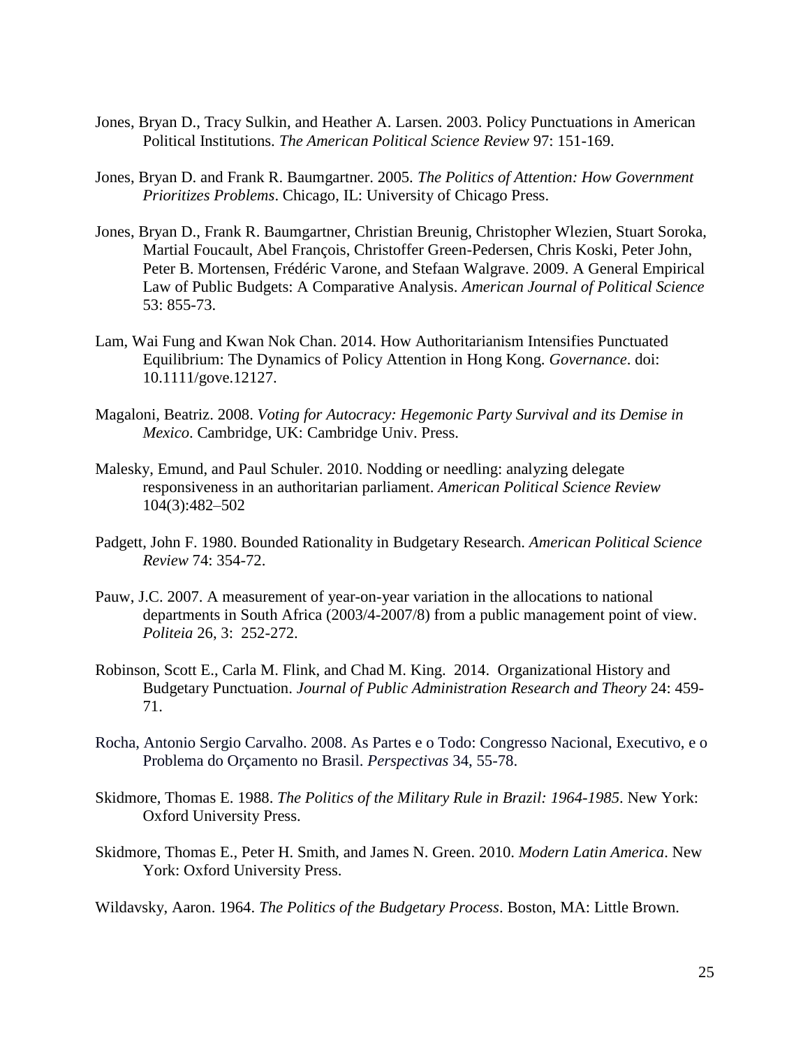Jones, Bryan D., Tracy Sulkin, and Heather A. Larsen. 2003. Policy Punctuations in American Political Institutions. *The American Political Science Review* 97: 151-169.

Jones, Bryan D. and Frank R. Baumgartner. 2005. *The Politics of Attention: How Government Prioritizes Problems*. Chicago, IL: University of Chicago Press.

Jones, Bryan D., Frank R. Baumgartner, Christian Breunig, Christopher Wlezien, Stuart Soroka, Martial Foucault, Abel François, Christoffer Green-Pedersen, Chris Koski, Peter John, Peter B. Mortensen, Frédéric Varone, and Stefaan Walgrave. 2009. A General Empirical Law of Public Budgets: A Comparative Analysis. *American Journal of Political Science* 53: 855-73.

Lam, Wai Fung and Kwan Nok Chan. 2014. How Authoritarianism Intensifies Punctuated Equilibrium: The Dynamics of Policy Attention in Hong Kong. *Governance*. doi: 10.1111/gove.12127.

Magaloni, Beatriz. 2008. *Voting for Autocracy: Hegemonic Party Survival and its Demise in Mexico*. Cambridge, UK: Cambridge Univ. Press.

Malesky, Emund, and Paul Schuler. 2010. Nodding or needling: analyzing delegate responsiveness in an authoritarian parliament. *American Political Science Review* 104(3):482–502

Padgett, John F. 1980. Bounded Rationality in Budgetary Research. *American Political Science Review* 74: 354-72.

Pauw, J.C. 2007. A measurement of year-on-year variation in the allocations to national departments in South Africa (2003/4-2007/8) from a public management point of view. *Politeia* 26, 3: 252-272.

Robinson, Scott E., Carla M. Flink, and Chad M. King. 2014. Organizational History and Budgetary Punctuation. *Journal of Public Administration Research and Theory* 24: 459-71.

Rocha, Antonio Sergio Carvalho. 2008. As Partes e o Todo: Congresso Nacional, Executivo, e o Problema do Orçamento no Brasil. *Perspectivas* 34, 55-78.

Skidmore, Thomas E. 1988. *The Politics of the Military Rule in Brazil: 1964-1985*. New York: Oxford University Press.

Skidmore, Thomas E., Peter H. Smith, and James N. Green. 2010. *Modern Latin America*. New York: Oxford University Press.

Wildavsky, Aaron. 1964. *The Politics of the Budgetary Process*. Boston, MA: Little Brown.